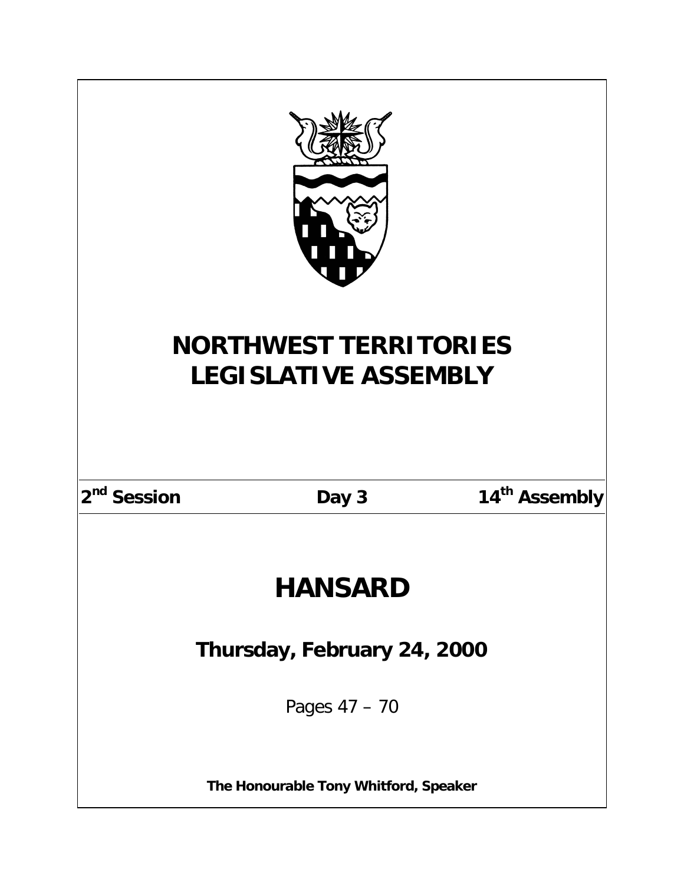# NORTHWEST TERRITORIES LEGISLATIVE ASSEMBLY

**2nd Session** | **Day 3** | **14th Assembly**

# HANSARD

## Thursday, February 24, 2000

Pages 47 – 70

**The Honourable Tony Whitford, Speaker**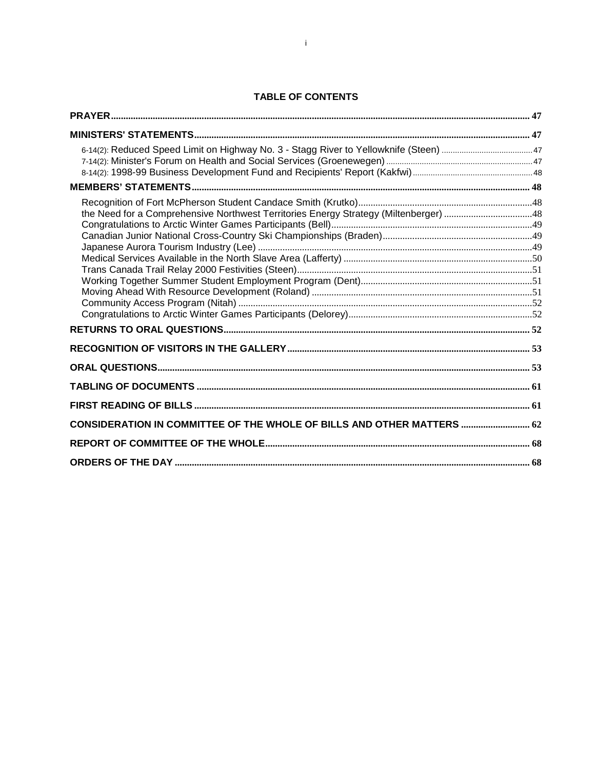## TABLE OF CONTENTS

**PRAYER** ........ 47

**MINISTERS' STATEMENTS** ........ 47

- 6-14(2): Reduced Speed Limit on Highway No. 3 - Stagg River to Yellowknife (Steen) ........ 47
- 7-14(2): Minister's Forum on Health and Social Services (Groenewegen) ........ 47
- 8-14(2): 1998-99 Business Development Fund and Recipients' Report (Kakfwi) ........ 48

**MEMBERS' STATEMENTS** ........ 48

- Recognition of Fort McPherson Student Candace Smith (Krutko) ........ 48
- the Need for a Comprehensive Northwest Territories Energy Strategy (Miltenberger) ........ 48
- Congratulations to Arctic Winter Games Participants (Bell) ........ 49
- Canadian Junior National Cross-Country Ski Championships (Braden) ........ 49
- Japanese Aurora Tourism Industry (Lee) ........ 49
- Medical Services Available in the North Slave Area (Lafferty) ........ 50
- Trans Canada Trail Relay 2000 Festivities (Steen) ........ 51
- Working Together Summer Student Employment Program (Dent) ........ 51
- Moving Ahead With Resource Development (Roland) ........ 51
- Community Access Program (Nitah) ........ 52
- Congratulations to Arctic Winter Games Participants (Delorey) ........ 52

**RETURNS TO ORAL QUESTIONS** ........ 52

**RECOGNITION OF VISITORS IN THE GALLERY** ........ 53

**ORAL QUESTIONS** ........ 53

**TABLING OF DOCUMENTS** ........ 61

**FIRST READING OF BILLS** ........ 61

**CONSIDERATION IN COMMITTEE OF THE WHOLE OF BILLS AND OTHER MATTERS** ........ 62

**REPORT OF COMMITTEE OF THE WHOLE** ........ 68

**ORDERS OF THE DAY** ........ 68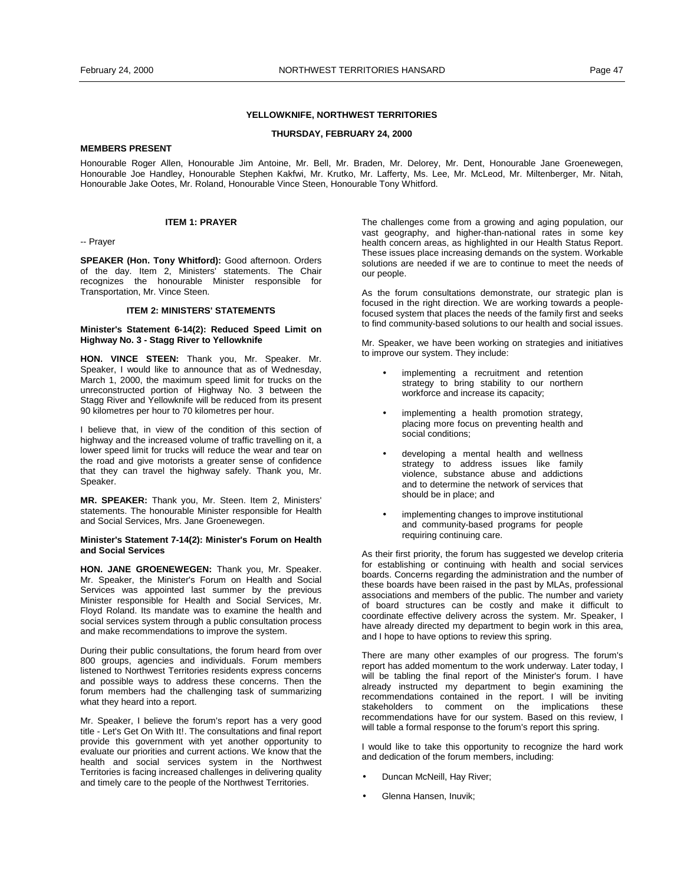**YELLOWKNIFE, NORTHWEST TERRITORIES**

**THURSDAY, FEBRUARY 24, 2000**

**MEMBERS PRESENT**

Honourable Roger Allen, Honourable Jim Antoine, Mr. Bell, Mr. Braden, Mr. Delorey, Mr. Dent, Honourable Jane Groenewegen, Honourable Joe Handley, Honourable Stephen Kakfwi, Mr. Krutko, Mr. Lafferty, Ms. Lee, Mr. McLeod, Mr. Miltenberger, Mr. Nitah, Honourable Jake Ootes, Mr. Roland, Honourable Vince Steen, Honourable Tony Whitford.

## ITEM 1: PRAYER

-- Prayer

**SPEAKER (Hon. Tony Whitford):** Good afternoon. Orders of the day. Item 2, Ministers' statements. The Chair recognizes the honourable Minister responsible for Transportation, Mr. Vince Steen.

## ITEM 2: MINISTERS' STATEMENTS

### Minister's Statement 6-14(2): Reduced Speed Limit on Highway No. 3 - Stagg River to Yellowknife

**HON. VINCE STEEN:** Thank you, Mr. Speaker. Mr. Speaker, I would like to announce that as of Wednesday, March 1, 2000, the maximum speed limit for trucks on the unreconstructed portion of Highway No. 3 between the Stagg River and Yellowknife will be reduced from its present 90 kilometres per hour to 70 kilometres per hour.

I believe that, in view of the condition of this section of highway and the increased volume of traffic travelling on it, a lower speed limit for trucks will reduce the wear and tear on the road and give motorists a greater sense of confidence that they can travel the highway safely. Thank you, Mr. Speaker.

**MR. SPEAKER:** Thank you, Mr. Steen. Item 2, Ministers' statements. The honourable Minister responsible for Health and Social Services, Mrs. Jane Groenewegen.

### Minister's Statement 7-14(2): Minister's Forum on Health and Social Services

**HON. JANE GROENEWEGEN:** Thank you, Mr. Speaker. Mr. Speaker, the Minister's Forum on Health and Social Services was appointed last summer by the previous Minister responsible for Health and Social Services, Mr. Floyd Roland. Its mandate was to examine the health and social services system through a public consultation process and make recommendations to improve the system.

During their public consultations, the forum heard from over 800 groups, agencies and individuals. Forum members listened to Northwest Territories residents express concerns and possible ways to address these concerns. Then the forum members had the challenging task of summarizing what they heard into a report.

Mr. Speaker, I believe the forum's report has a very good title - Let's Get On With It!. The consultations and final report provide this government with yet another opportunity to evaluate our priorities and current actions. We know that the health and social services system in the Northwest Territories is facing increased challenges in delivering quality and timely care to the people of the Northwest Territories.

The challenges come from a growing and aging population, our vast geography, and higher-than-national rates in some key health concern areas, as highlighted in our Health Status Report. These issues place increasing demands on the system. Workable solutions are needed if we are to continue to meet the needs of our people.

As the forum consultations demonstrate, our strategic plan is focused in the right direction. We are working towards a people-focused system that places the needs of the family first and seeks to find community-based solutions to our health and social issues.

Mr. Speaker, we have been working on strategies and initiatives to improve our system. They include:

- implementing a recruitment and retention strategy to bring stability to our northern workforce and increase its capacity;
- implementing a health promotion strategy, placing more focus on preventing health and social conditions;
- developing a mental health and wellness strategy to address issues like family violence, substance abuse and addictions and to determine the network of services that should be in place; and
- implementing changes to improve institutional and community-based programs for people requiring continuing care.

As their first priority, the forum has suggested we develop criteria for establishing or continuing with health and social services boards. Concerns regarding the administration and the number of these boards have been raised in the past by MLAs, professional associations and members of the public. The number and variety of board structures can be costly and make it difficult to coordinate effective delivery across the system. Mr. Speaker, I have already directed my department to begin work in this area, and I hope to have options to review this spring.

There are many other examples of our progress. The forum's report has added momentum to the work underway. Later today, I will be tabling the final report of the Minister's forum. I have already instructed my department to begin examining the recommendations contained in the report. I will be inviting stakeholders to comment on the implications these recommendations have for our system. Based on this review, I will table a formal response to the forum's report this spring.

I would like to take this opportunity to recognize the hard work and dedication of the forum members, including:

- Duncan McNeill, Hay River;
- Glenna Hansen, Inuvik;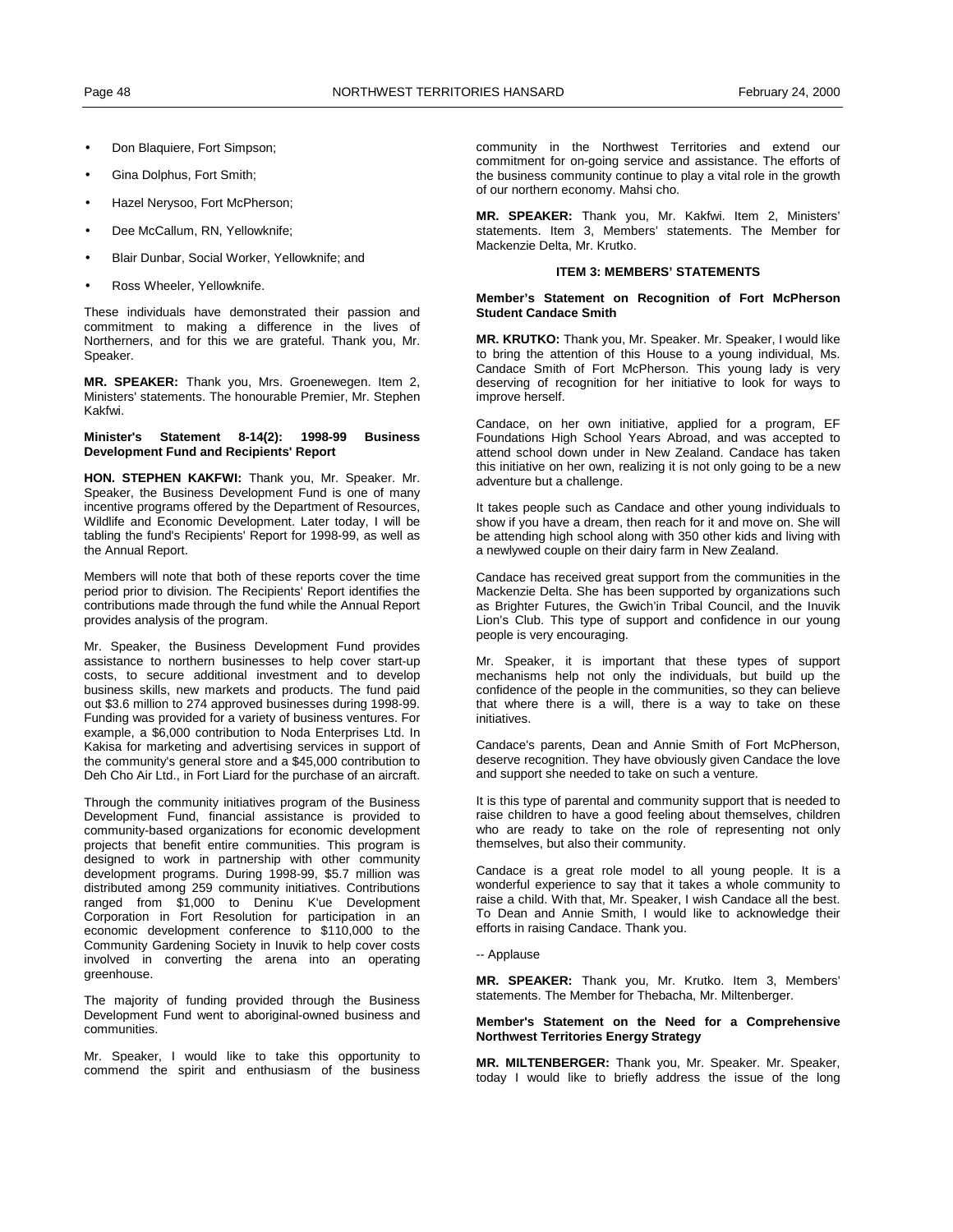- Don Blaquiere, Fort Simpson;
- Gina Dolphus, Fort Smith;
- Hazel Nerysoo, Fort McPherson;
- Dee McCallum, RN, Yellowknife;
- Blair Dunbar, Social Worker, Yellowknife; and
- Ross Wheeler, Yellowknife.

These individuals have demonstrated their passion and commitment to making a difference in the lives of Northerners, and for this we are grateful. Thank you, Mr. Speaker.

**MR. SPEAKER:** Thank you, Mrs. Groenewegen. Item 2, Ministers' statements. The honourable Premier, Mr. Stephen Kakfwi.

**Minister's Statement 8-14(2): 1998-99 Business Development Fund and Recipients' Report**

**HON. STEPHEN KAKFWI:** Thank you, Mr. Speaker. Mr. Speaker, the Business Development Fund is one of many incentive programs offered by the Department of Resources, Wildlife and Economic Development. Later today, I will be tabling the fund's Recipients' Report for 1998-99, as well as the Annual Report.

Members will note that both of these reports cover the time period prior to division. The Recipients' Report identifies the contributions made through the fund while the Annual Report provides analysis of the program.

Mr. Speaker, the Business Development Fund provides assistance to northern businesses to help cover start-up costs, to secure additional investment and to develop business skills, new markets and products. The fund paid out $3.6 million to 274 approved businesses during 1998-99. Funding was provided for a variety of business ventures. For example, a $6,000 contribution to Noda Enterprises Ltd. In Kakisa for marketing and advertising services in support of the community's general store and a $45,000 contribution to Deh Cho Air Ltd., in Fort Liard for the purchase of an aircraft.

Through the community initiatives program of the Business Development Fund, financial assistance is provided to community-based organizations for economic development projects that benefit entire communities. This program is designed to work in partnership with other community development programs. During 1998-99, $5.7 million was distributed among 259 community initiatives. Contributions ranged from $1,000 to Deninu K'ue Development Corporation in Fort Resolution for participation in an economic development conference to $110,000 to the Community Gardening Society in Inuvik to help cover costs involved in converting the arena into an operating greenhouse.

The majority of funding provided through the Business Development Fund went to aboriginal-owned business and communities.

Mr. Speaker, I would like to take this opportunity to commend the spirit and enthusiasm of the business community in the Northwest Territories and extend our commitment for on-going service and assistance. The efforts of the business community continue to play a vital role in the growth of our northern economy. Mahsi cho.

**MR. SPEAKER:** Thank you, Mr. Kakfwi. Item 2, Ministers' statements. Item 3, Members' statements. The Member for Mackenzie Delta, Mr. Krutko.

## ITEM 3: MEMBERS' STATEMENTS

**Member's Statement on Recognition of Fort McPherson Student Candace Smith**

**MR. KRUTKO:** Thank you, Mr. Speaker. Mr. Speaker, I would like to bring the attention of this House to a young individual, Ms. Candace Smith of Fort McPherson. This young lady is very deserving of recognition for her initiative to look for ways to improve herself.

Candace, on her own initiative, applied for a program, EF Foundations High School Years Abroad, and was accepted to attend school down under in New Zealand. Candace has taken this initiative on her own, realizing it is not only going to be a new adventure but a challenge.

It takes people such as Candace and other young individuals to show if you have a dream, then reach for it and move on. She will be attending high school along with 350 other kids and living with a newlywed couple on their dairy farm in New Zealand.

Candace has received great support from the communities in the Mackenzie Delta. She has been supported by organizations such as Brighter Futures, the Gwich'in Tribal Council, and the Inuvik Lion's Club. This type of support and confidence in our young people is very encouraging.

Mr. Speaker, it is important that these types of support mechanisms help not only the individuals, but build up the confidence of the people in the communities, so they can believe that where there is a will, there is a way to take on these initiatives.

Candace's parents, Dean and Annie Smith of Fort McPherson, deserve recognition. They have obviously given Candace the love and support she needed to take on such a venture.

It is this type of parental and community support that is needed to raise children to have a good feeling about themselves, children who are ready to take on the role of representing not only themselves, but also their community.

Candace is a great role model to all young people. It is a wonderful experience to say that it takes a whole community to raise a child. With that, Mr. Speaker, I wish Candace all the best. To Dean and Annie Smith, I would like to acknowledge their efforts in raising Candace. Thank you.

-- Applause

**MR. SPEAKER:** Thank you, Mr. Krutko. Item 3, Members' statements. The Member for Thebacha, Mr. Miltenberger.

**Member's Statement on the Need for a Comprehensive Northwest Territories Energy Strategy**

**MR. MILTENBERGER:** Thank you, Mr. Speaker. Mr. Speaker, today I would like to briefly address the issue of the long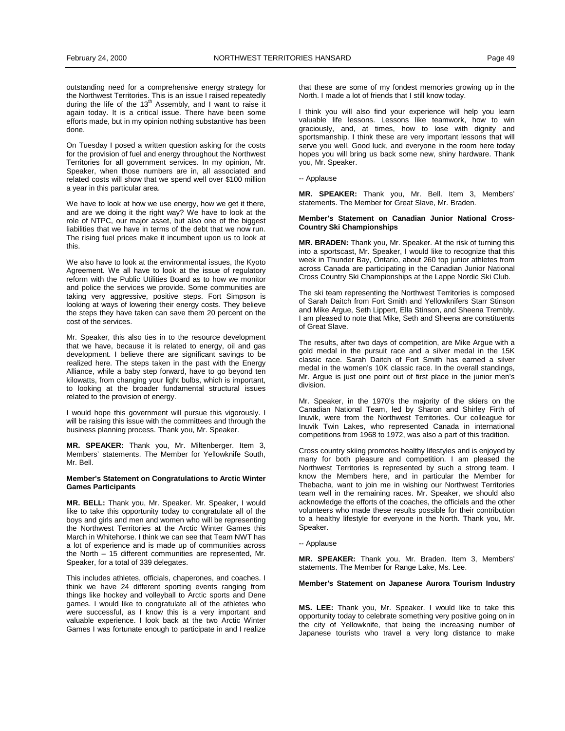outstanding need for a comprehensive energy strategy for the Northwest Territories. This is an issue I raised repeatedly during the life of the 13th Assembly, and I want to raise it again today. It is a critical issue. There have been some efforts made, but in my opinion nothing substantive has been done.

On Tuesday I posed a written question asking for the costs for the provision of fuel and energy throughout the Northwest Territories for all government services. In my opinion, Mr. Speaker, when those numbers are in, all associated and related costs will show that we spend well over $100 million a year in this particular area.

We have to look at how we use energy, how we get it there, and are we doing it the right way? We have to look at the role of NTPC, our major asset, but also one of the biggest liabilities that we have in terms of the debt that we now run. The rising fuel prices make it incumbent upon us to look at this.

We also have to look at the environmental issues, the Kyoto Agreement. We all have to look at the issue of regulatory reform with the Public Utilities Board as to how we monitor and police the services we provide. Some communities are taking very aggressive, positive steps. Fort Simpson is looking at ways of lowering their energy costs. They believe the steps they have taken can save them 20 percent on the cost of the services.

Mr. Speaker, this also ties in to the resource development that we have, because it is related to energy, oil and gas development. I believe there are significant savings to be realized here. The steps taken in the past with the Energy Alliance, while a baby step forward, have to go beyond ten kilowatts, from changing your light bulbs, which is important, to looking at the broader fundamental structural issues related to the provision of energy.

I would hope this government will pursue this vigorously. I will be raising this issue with the committees and through the business planning process. Thank you, Mr. Speaker.

**MR. SPEAKER:** Thank you, Mr. Miltenberger. Item 3, Members' statements. The Member for Yellowknife South, Mr. Bell.

#### Member's Statement on Congratulations to Arctic Winter Games Participants

**MR. BELL:** Thank you, Mr. Speaker. Mr. Speaker, I would like to take this opportunity today to congratulate all of the boys and girls and men and women who will be representing the Northwest Territories at the Arctic Winter Games this March in Whitehorse. I think we can see that Team NWT has a lot of experience and is made up of communities across the North – 15 different communities are represented, Mr. Speaker, for a total of 339 delegates.

This includes athletes, officials, chaperones, and coaches. I think we have 24 different sporting events ranging from things like hockey and volleyball to Arctic sports and Dene games. I would like to congratulate all of the athletes who were successful, as I know this is a very important and valuable experience. I look back at the two Arctic Winter Games I was fortunate enough to participate in and I realize that these are some of my fondest memories growing up in the North. I made a lot of friends that I still know today.

I think you will also find your experience will help you learn valuable life lessons. Lessons like teamwork, how to win graciously, and, at times, how to lose with dignity and sportsmanship. I think these are very important lessons that will serve you well. Good luck, and everyone in the room here today hopes you will bring us back some new, shiny hardware. Thank you, Mr. Speaker.

-- Applause

**MR. SPEAKER:** Thank you, Mr. Bell. Item 3, Members' statements. The Member for Great Slave, Mr. Braden.

#### Member's Statement on Canadian Junior National Cross-Country Ski Championships

**MR. BRADEN:** Thank you, Mr. Speaker. At the risk of turning this into a sportscast, Mr. Speaker, I would like to recognize that this week in Thunder Bay, Ontario, about 260 top junior athletes from across Canada are participating in the Canadian Junior National Cross Country Ski Championships at the Lappe Nordic Ski Club.

The ski team representing the Northwest Territories is composed of Sarah Daitch from Fort Smith and Yellowknifers Starr Stinson and Mike Argue, Seth Lippert, Ella Stinson, and Sheena Trembly. I am pleased to note that Mike, Seth and Sheena are constituents of Great Slave.

The results, after two days of competition, are Mike Argue with a gold medal in the pursuit race and a silver medal in the 15K classic race. Sarah Daitch of Fort Smith has earned a silver medal in the women's 10K classic race. In the overall standings, Mr. Argue is just one point out of first place in the junior men's division.

Mr. Speaker, in the 1970's the majority of the skiers on the Canadian National Team, led by Sharon and Shirley Firth of Inuvik, were from the Northwest Territories. Our colleague for Inuvik Twin Lakes, who represented Canada in international competitions from 1968 to 1972, was also a part of this tradition.

Cross country skiing promotes healthy lifestyles and is enjoyed by many for both pleasure and competition. I am pleased the Northwest Territories is represented by such a strong team. I know the Members here, and in particular the Member for Thebacha, want to join me in wishing our Northwest Territories team well in the remaining races. Mr. Speaker, we should also acknowledge the efforts of the coaches, the officials and the other volunteers who made these results possible for their contribution to a healthy lifestyle for everyone in the North. Thank you, Mr. Speaker.

-- Applause

**MR. SPEAKER:** Thank you, Mr. Braden. Item 3, Members' statements. The Member for Range Lake, Ms. Lee.

#### Member's Statement on Japanese Aurora Tourism Industry

**MS. LEE:** Thank you, Mr. Speaker. I would like to take this opportunity today to celebrate something very positive going on in the city of Yellowknife, that being the increasing number of Japanese tourists who travel a very long distance to make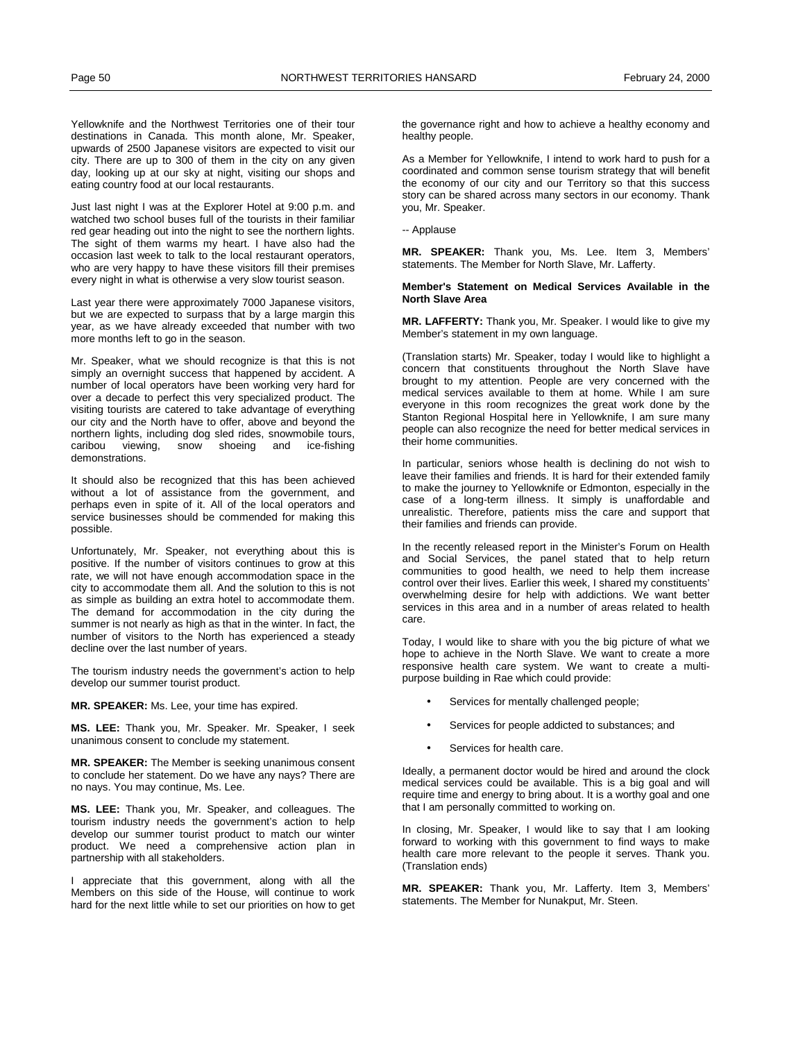Yellowknife and the Northwest Territories one of their tour destinations in Canada. This month alone, Mr. Speaker, upwards of 2500 Japanese visitors are expected to visit our city. There are up to 300 of them in the city on any given day, looking up at our sky at night, visiting our shops and eating country food at our local restaurants.

Just last night I was at the Explorer Hotel at 9:00 p.m. and watched two school buses full of the tourists in their familiar red gear heading out into the night to see the northern lights. The sight of them warms my heart. I have also had the occasion last week to talk to the local restaurant operators, who are very happy to have these visitors fill their premises every night in what is otherwise a very slow tourist season.

Last year there were approximately 7000 Japanese visitors, but we are expected to surpass that by a large margin this year, as we have already exceeded that number with two more months left to go in the season.

Mr. Speaker, what we should recognize is that this is not simply an overnight success that happened by accident. A number of local operators have been working very hard for over a decade to perfect this very specialized product. The visiting tourists are catered to take advantage of everything our city and the North have to offer, above and beyond the northern lights, including dog sled rides, snowmobile tours, caribou viewing, snow shoeing and ice-fishing demonstrations.

It should also be recognized that this has been achieved without a lot of assistance from the government, and perhaps even in spite of it. All of the local operators and service businesses should be commended for making this possible.

Unfortunately, Mr. Speaker, not everything about this is positive. If the number of visitors continues to grow at this rate, we will not have enough accommodation space in the city to accommodate them all. And the solution to this is not as simple as building an extra hotel to accommodate them. The demand for accommodation in the city during the summer is not nearly as high as that in the winter. In fact, the number of visitors to the North has experienced a steady decline over the last number of years.

The tourism industry needs the government's action to help develop our summer tourist product.

**MR. SPEAKER:** Ms. Lee, your time has expired.

**MS. LEE:** Thank you, Mr. Speaker. Mr. Speaker, I seek unanimous consent to conclude my statement.

**MR. SPEAKER:** The Member is seeking unanimous consent to conclude her statement. Do we have any nays? There are no nays. You may continue, Ms. Lee.

**MS. LEE:** Thank you, Mr. Speaker, and colleagues. The tourism industry needs the government's action to help develop our summer tourist product to match our winter product. We need a comprehensive action plan in partnership with all stakeholders.

I appreciate that this government, along with all the Members on this side of the House, will continue to work hard for the next little while to set our priorities on how to get the governance right and how to achieve a healthy economy and healthy people.

As a Member for Yellowknife, I intend to work hard to push for a coordinated and common sense tourism strategy that will benefit the economy of our city and our Territory so that this success story can be shared across many sectors in our economy. Thank you, Mr. Speaker.

-- Applause

**MR. SPEAKER:** Thank you, Ms. Lee. Item 3, Members' statements. The Member for North Slave, Mr. Lafferty.

**Member's Statement on Medical Services Available in the North Slave Area**

**MR. LAFFERTY:** Thank you, Mr. Speaker. I would like to give my Member's statement in my own language.

(Translation starts) Mr. Speaker, today I would like to highlight a concern that constituents throughout the North Slave have brought to my attention. People are very concerned with the medical services available to them at home. While I am sure everyone in this room recognizes the great work done by the Stanton Regional Hospital here in Yellowknife, I am sure many people can also recognize the need for better medical services in their home communities.

In particular, seniors whose health is declining do not wish to leave their families and friends. It is hard for their extended family to make the journey to Yellowknife or Edmonton, especially in the case of a long-term illness. It simply is unaffordable and unrealistic. Therefore, patients miss the care and support that their families and friends can provide.

In the recently released report in the Minister's Forum on Health and Social Services, the panel stated that to help return communities to good health, we need to help them increase control over their lives. Earlier this week, I shared my constituents' overwhelming desire for help with addictions. We want better services in this area and in a number of areas related to health care.

Today, I would like to share with you the big picture of what we hope to achieve in the North Slave. We want to create a more responsive health care system. We want to create a multi-purpose building in Rae which could provide:

- Services for mentally challenged people;
- Services for people addicted to substances; and
- Services for health care.

Ideally, a permanent doctor would be hired and around the clock medical services could be available. This is a big goal and will require time and energy to bring about. It is a worthy goal and one that I am personally committed to working on.

In closing, Mr. Speaker, I would like to say that I am looking forward to working with this government to find ways to make health care more relevant to the people it serves. Thank you. (Translation ends)

**MR. SPEAKER:** Thank you, Mr. Lafferty. Item 3, Members' statements. The Member for Nunakput, Mr. Steen.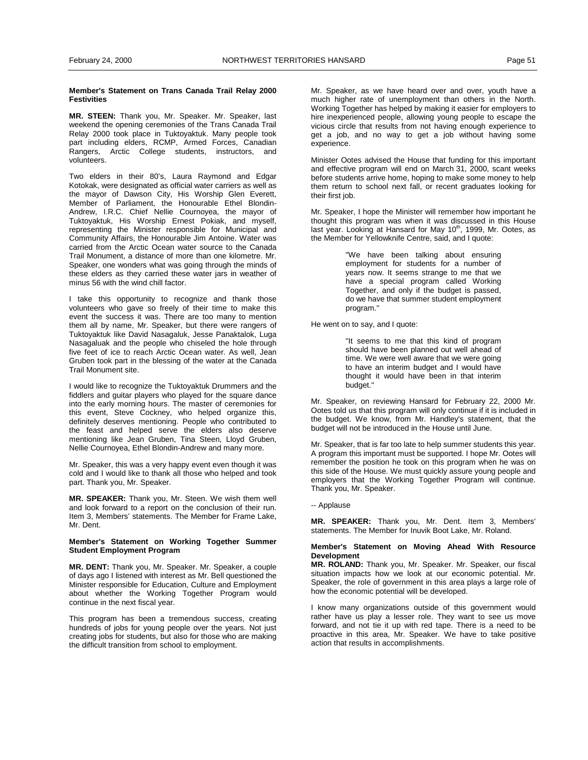**Member's Statement on Trans Canada Trail Relay 2000 Festivities**

**MR. STEEN:** Thank you, Mr. Speaker. Mr. Speaker, last weekend the opening ceremonies of the Trans Canada Trail Relay 2000 took place in Tuktoyaktuk. Many people took part including elders, RCMP, Armed Forces, Canadian Rangers, Arctic College students, instructors, and volunteers.

Two elders in their 80's, Laura Raymond and Edgar Kotokak, were designated as official water carriers as well as the mayor of Dawson City, His Worship Glen Everett, Member of Parliament, the Honourable Ethel Blondin-Andrew, I.R.C. Chief Nellie Cournoyea, the mayor of Tuktoyaktuk, His Worship Ernest Pokiak, and myself, representing the Minister responsible for Municipal and Community Affairs, the Honourable Jim Antoine. Water was carried from the Arctic Ocean water source to the Canada Trail Monument, a distance of more than one kilometre. Mr. Speaker, one wonders what was going through the minds of these elders as they carried these water jars in weather of minus 56 with the wind chill factor.

I take this opportunity to recognize and thank those volunteers who gave so freely of their time to make this event the success it was. There are too many to mention them all by name, Mr. Speaker, but there were rangers of Tuktoyaktuk like David Nasagaluk, Jesse Panaktalok, Luga Nasagaluak and the people who chiseled the hole through five feet of ice to reach Arctic Ocean water. As well, Jean Gruben took part in the blessing of the water at the Canada Trail Monument site.

I would like to recognize the Tuktoyaktuk Drummers and the fiddlers and guitar players who played for the square dance into the early morning hours. The master of ceremonies for this event, Steve Cockney, who helped organize this, definitely deserves mentioning. People who contributed to the feast and helped serve the elders also deserve mentioning like Jean Gruben, Tina Steen, Lloyd Gruben, Nellie Cournoyea, Ethel Blondin-Andrew and many more.

Mr. Speaker, this was a very happy event even though it was cold and I would like to thank all those who helped and took part. Thank you, Mr. Speaker.

**MR. SPEAKER:** Thank you, Mr. Steen. We wish them well and look forward to a report on the conclusion of their run. Item 3, Members' statements. The Member for Frame Lake, Mr. Dent.

**Member's Statement on Working Together Summer Student Employment Program**

**MR. DENT:** Thank you, Mr. Speaker. Mr. Speaker, a couple of days ago I listened with interest as Mr. Bell questioned the Minister responsible for Education, Culture and Employment about whether the Working Together Program would continue in the next fiscal year.

This program has been a tremendous success, creating hundreds of jobs for young people over the years. Not just creating jobs for students, but also for those who are making the difficult transition from school to employment.

Mr. Speaker, as we have heard over and over, youth have a much higher rate of unemployment than others in the North. Working Together has helped by making it easier for employers to hire inexperienced people, allowing young people to escape the vicious circle that results from not having enough experience to get a job, and no way to get a job without having some experience.

Minister Ootes advised the House that funding for this important and effective program will end on March 31, 2000, scant weeks before students arrive home, hoping to make some money to help them return to school next fall, or recent graduates looking for their first job.

Mr. Speaker, I hope the Minister will remember how important he thought this program was when it was discussed in this House last year. Looking at Hansard for May 10th, 1999, Mr. Ootes, as the Member for Yellowknife Centre, said, and I quote:

> "We have been talking about ensuring employment for students for a number of years now. It seems strange to me that we have a special program called Working Together, and only if the budget is passed, do we have that summer student employment program."

He went on to say, and I quote:

> "It seems to me that this kind of program should have been planned out well ahead of time. We were well aware that we were going to have an interim budget and I would have thought it would have been in that interim budget."

Mr. Speaker, on reviewing Hansard for February 22, 2000 Mr. Ootes told us that this program will only continue if it is included in the budget. We know, from Mr. Handley's statement, that the budget will not be introduced in the House until June.

Mr. Speaker, that is far too late to help summer students this year. A program this important must be supported. I hope Mr. Ootes will remember the position he took on this program when he was on this side of the House. We must quickly assure young people and employers that the Working Together Program will continue. Thank you, Mr. Speaker.

-- Applause

**MR. SPEAKER:** Thank you, Mr. Dent. Item 3, Members' statements. The Member for Inuvik Boot Lake, Mr. Roland.

**Member's Statement on Moving Ahead With Resource Development**

**MR. ROLAND:** Thank you, Mr. Speaker. Mr. Speaker, our fiscal situation impacts how we look at our economic potential. Mr. Speaker, the role of government in this area plays a large role of how the economic potential will be developed.

I know many organizations outside of this government would rather have us play a lesser role. They want to see us move forward, and not tie it up with red tape. There is a need to be proactive in this area, Mr. Speaker. We have to take positive action that results in accomplishments.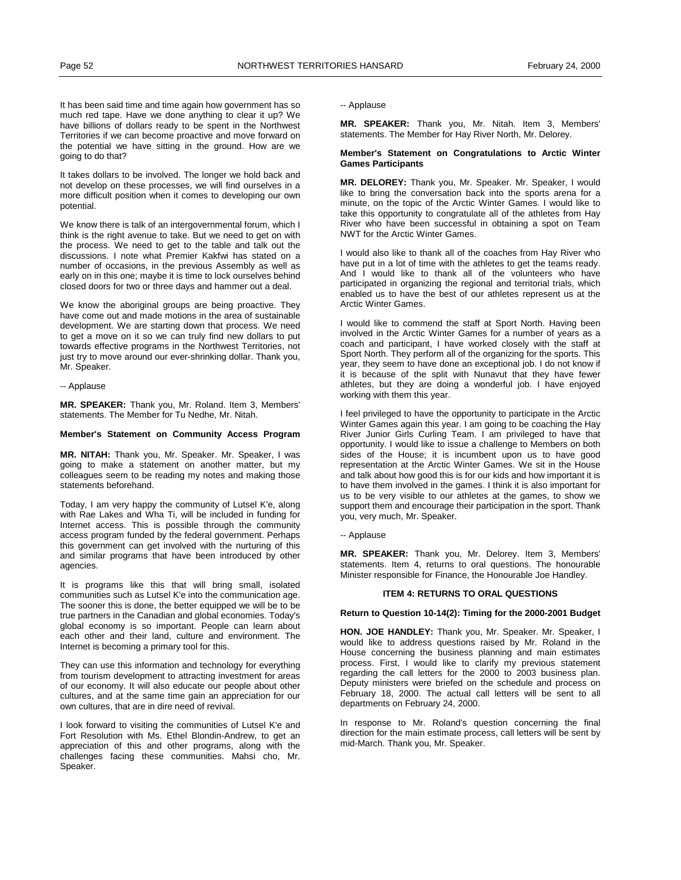It has been said time and time again how government has so much red tape. Have we done anything to clear it up? We have billions of dollars ready to be spent in the Northwest Territories if we can become proactive and move forward on the potential we have sitting in the ground. How are we going to do that?

It takes dollars to be involved. The longer we hold back and not develop on these processes, we will find ourselves in a more difficult position when it comes to developing our own potential.

We know there is talk of an intergovernmental forum, which I think is the right avenue to take. But we need to get on with the process. We need to get to the table and talk out the discussions. I note what Premier Kakfwi has stated on a number of occasions, in the previous Assembly as well as early on in this one; maybe it is time to lock ourselves behind closed doors for two or three days and hammer out a deal.

We know the aboriginal groups are being proactive. They have come out and made motions in the area of sustainable development. We are starting down that process. We need to get a move on it so we can truly find new dollars to put towards effective programs in the Northwest Territories, not just try to move around our ever-shrinking dollar. Thank you, Mr. Speaker.

-- Applause

**MR. SPEAKER:** Thank you, Mr. Roland. Item 3, Members' statements. The Member for Tu Nedhe, Mr. Nitah.

**Member's Statement on Community Access Program**

**MR. NITAH:** Thank you, Mr. Speaker. Mr. Speaker, I was going to make a statement on another matter, but my colleagues seem to be reading my notes and making those statements beforehand.

Today, I am very happy the community of Lutsel K'e, along with Rae Lakes and Wha Ti, will be included in funding for Internet access. This is possible through the community access program funded by the federal government. Perhaps this government can get involved with the nurturing of this and similar programs that have been introduced by other agencies.

It is programs like this that will bring small, isolated communities such as Lutsel K'e into the communication age. The sooner this is done, the better equipped we will be to be true partners in the Canadian and global economies. Today's global economy is so important. People can learn about each other and their land, culture and environment. The Internet is becoming a primary tool for this.

They can use this information and technology for everything from tourism development to attracting investment for areas of our economy. It will also educate our people about other cultures, and at the same time gain an appreciation for our own cultures, that are in dire need of revival.

I look forward to visiting the communities of Lutsel K'e and Fort Resolution with Ms. Ethel Blondin-Andrew, to get an appreciation of this and other programs, along with the challenges facing these communities. Mahsi cho, Mr. Speaker.

-- Applause

**MR. SPEAKER:** Thank you, Mr. Nitah. Item 3, Members' statements. The Member for Hay River North, Mr. Delorey.

**Member's Statement on Congratulations to Arctic Winter Games Participants**

**MR. DELOREY:** Thank you, Mr. Speaker. Mr. Speaker, I would like to bring the conversation back into the sports arena for a minute, on the topic of the Arctic Winter Games. I would like to take this opportunity to congratulate all of the athletes from Hay River who have been successful in obtaining a spot on Team NWT for the Arctic Winter Games.

I would also like to thank all of the coaches from Hay River who have put in a lot of time with the athletes to get the teams ready. And I would like to thank all of the volunteers who have participated in organizing the regional and territorial trials, which enabled us to have the best of our athletes represent us at the Arctic Winter Games.

I would like to commend the staff at Sport North. Having been involved in the Arctic Winter Games for a number of years as a coach and participant, I have worked closely with the staff at Sport North. They perform all of the organizing for the sports. This year, they seem to have done an exceptional job. I do not know if it is because of the split with Nunavut that they have fewer athletes, but they are doing a wonderful job. I have enjoyed working with them this year.

I feel privileged to have the opportunity to participate in the Arctic Winter Games again this year. I am going to be coaching the Hay River Junior Girls Curling Team. I am privileged to have that opportunity. I would like to issue a challenge to Members on both sides of the House; it is incumbent upon us to have good representation at the Arctic Winter Games. We sit in the House and talk about how good this is for our kids and how important it is to have them involved in the games. I think it is also important for us to be very visible to our athletes at the games, to show we support them and encourage their participation in the sport. Thank you, very much, Mr. Speaker.

-- Applause

**MR. SPEAKER:** Thank you, Mr. Delorey. Item 3, Members' statements. Item 4, returns to oral questions. The honourable Minister responsible for Finance, the Honourable Joe Handley.

## ITEM 4: RETURNS TO ORAL QUESTIONS

**Return to Question 10-14(2): Timing for the 2000-2001 Budget**

**HON. JOE HANDLEY:** Thank you, Mr. Speaker. Mr. Speaker, I would like to address questions raised by Mr. Roland in the House concerning the business planning and main estimates process. First, I would like to clarify my previous statement regarding the call letters for the 2000 to 2003 business plan. Deputy ministers were briefed on the schedule and process on February 18, 2000. The actual call letters will be sent to all departments on February 24, 2000.

In response to Mr. Roland's question concerning the final direction for the main estimate process, call letters will be sent by mid-March. Thank you, Mr. Speaker.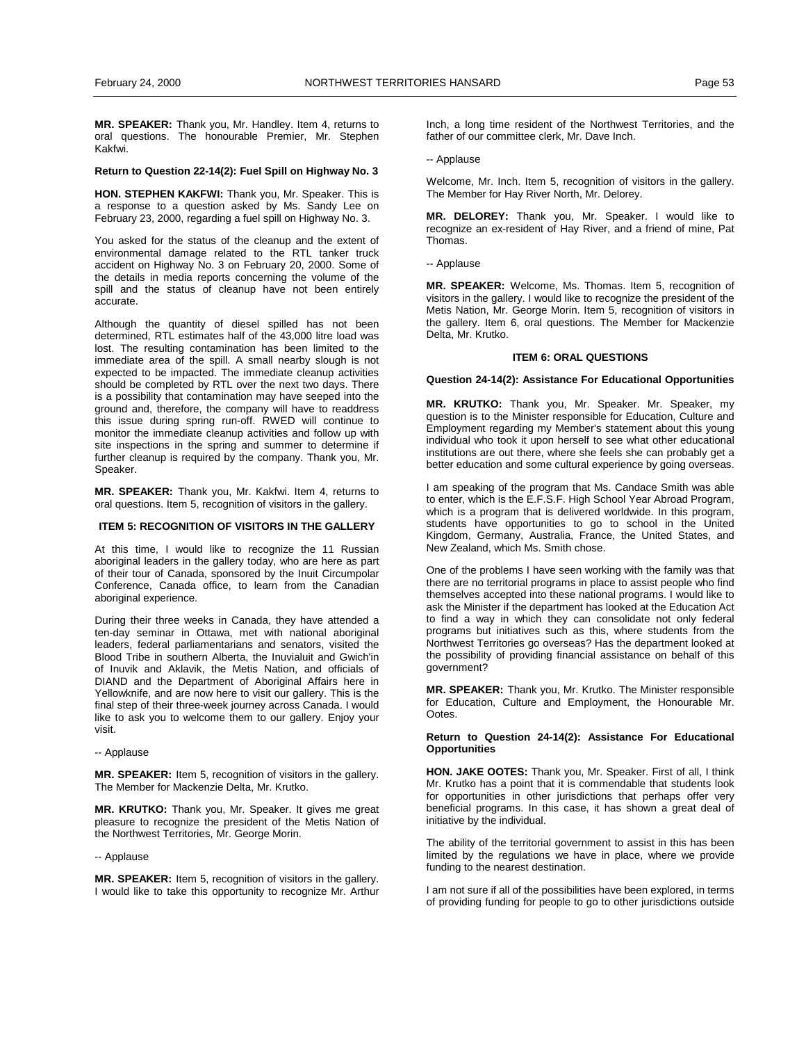**MR. SPEAKER:** Thank you, Mr. Handley. Item 4, returns to oral questions. The honourable Premier, Mr. Stephen Kakfwi.

**Return to Question 22-14(2): Fuel Spill on Highway No. 3**

**HON. STEPHEN KAKFWI:** Thank you, Mr. Speaker. This is a response to a question asked by Ms. Sandy Lee on February 23, 2000, regarding a fuel spill on Highway No. 3.

You asked for the status of the cleanup and the extent of environmental damage related to the RTL tanker truck accident on Highway No. 3 on February 20, 2000. Some of the details in media reports concerning the volume of the spill and the status of cleanup have not been entirely accurate.

Although the quantity of diesel spilled has not been determined, RTL estimates half of the 43,000 litre load was lost. The resulting contamination has been limited to the immediate area of the spill. A small nearby slough is not expected to be impacted. The immediate cleanup activities should be completed by RTL over the next two days. There is a possibility that contamination may have seeped into the ground and, therefore, the company will have to readdress this issue during spring run-off. RWED will continue to monitor the immediate cleanup activities and follow up with site inspections in the spring and summer to determine if further cleanup is required by the company. Thank you, Mr. Speaker.

**MR. SPEAKER:** Thank you, Mr. Kakfwi. Item 4, returns to oral questions. Item 5, recognition of visitors in the gallery.

**ITEM 5: RECOGNITION OF VISITORS IN THE GALLERY**

At this time, I would like to recognize the 11 Russian aboriginal leaders in the gallery today, who are here as part of their tour of Canada, sponsored by the Inuit Circumpolar Conference, Canada office, to learn from the Canadian aboriginal experience.

During their three weeks in Canada, they have attended a ten-day seminar in Ottawa, met with national aboriginal leaders, federal parliamentarians and senators, visited the Blood Tribe in southern Alberta, the Inuvialuit and Gwich'in of Inuvik and Aklavik, the Metis Nation, and officials of DIAND and the Department of Aboriginal Affairs here in Yellowknife, and are now here to visit our gallery. This is the final step of their three-week journey across Canada. I would like to ask you to welcome them to our gallery. Enjoy your visit.

-- Applause

**MR. SPEAKER:** Item 5, recognition of visitors in the gallery. The Member for Mackenzie Delta, Mr. Krutko.

**MR. KRUTKO:** Thank you, Mr. Speaker. It gives me great pleasure to recognize the president of the Metis Nation of the Northwest Territories, Mr. George Morin.

-- Applause

**MR. SPEAKER:** Item 5, recognition of visitors in the gallery. I would like to take this opportunity to recognize Mr. Arthur Inch, a long time resident of the Northwest Territories, and the father of our committee clerk, Mr. Dave Inch.

-- Applause

Welcome, Mr. Inch. Item 5, recognition of visitors in the gallery. The Member for Hay River North, Mr. Delorey.

**MR. DELOREY:** Thank you, Mr. Speaker. I would like to recognize an ex-resident of Hay River, and a friend of mine, Pat Thomas.

-- Applause

**MR. SPEAKER:** Welcome, Ms. Thomas. Item 5, recognition of visitors in the gallery. I would like to recognize the president of the Metis Nation, Mr. George Morin. Item 5, recognition of visitors in the gallery. Item 6, oral questions. The Member for Mackenzie Delta, Mr. Krutko.

**ITEM 6: ORAL QUESTIONS**

**Question 24-14(2): Assistance For Educational Opportunities**

**MR. KRUTKO:** Thank you, Mr. Speaker. Mr. Speaker, my question is to the Minister responsible for Education, Culture and Employment regarding my Member's statement about this young individual who took it upon herself to see what other educational institutions are out there, where she feels she can probably get a better education and some cultural experience by going overseas.

I am speaking of the program that Ms. Candace Smith was able to enter, which is the E.F.S.F. High School Year Abroad Program, which is a program that is delivered worldwide. In this program, students have opportunities to go to school in the United Kingdom, Germany, Australia, France, the United States, and New Zealand, which Ms. Smith chose.

One of the problems I have seen working with the family was that there are no territorial programs in place to assist people who find themselves accepted into these national programs. I would like to ask the Minister if the department has looked at the Education Act to find a way in which they can consolidate not only federal programs but initiatives such as this, where students from the Northwest Territories go overseas? Has the department looked at the possibility of providing financial assistance on behalf of this government?

**MR. SPEAKER:** Thank you, Mr. Krutko. The Minister responsible for Education, Culture and Employment, the Honourable Mr. Ootes.

**Return to Question 24-14(2): Assistance For Educational Opportunities**

**HON. JAKE OOTES:** Thank you, Mr. Speaker. First of all, I think Mr. Krutko has a point that it is commendable that students look for opportunities in other jurisdictions that perhaps offer very beneficial programs. In this case, it has shown a great deal of initiative by the individual.

The ability of the territorial government to assist in this has been limited by the regulations we have in place, where we provide funding to the nearest destination.

I am not sure if all of the possibilities have been explored, in terms of providing funding for people to go to other jurisdictions outside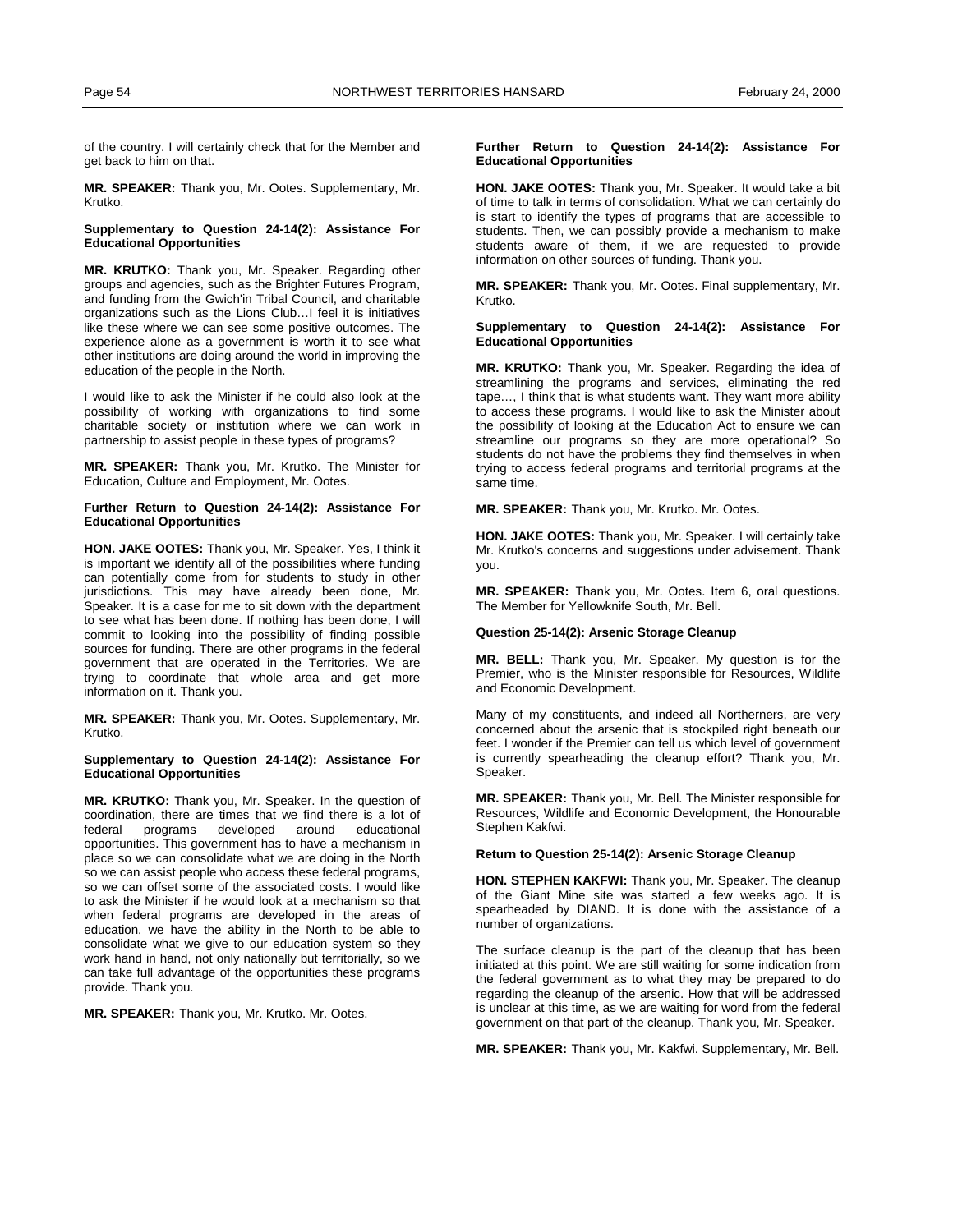of the country. I will certainly check that for the Member and get back to him on that.

**MR. SPEAKER:** Thank you, Mr. Ootes. Supplementary, Mr. Krutko.

**Supplementary to Question 24-14(2): Assistance For Educational Opportunities**

**MR. KRUTKO:** Thank you, Mr. Speaker. Regarding other groups and agencies, such as the Brighter Futures Program, and funding from the Gwich'in Tribal Council, and charitable organizations such as the Lions Club…I feel it is initiatives like these where we can see some positive outcomes. The experience alone as a government is worth it to see what other institutions are doing around the world in improving the education of the people in the North.

I would like to ask the Minister if he could also look at the possibility of working with organizations to find some charitable society or institution where we can work in partnership to assist people in these types of programs?

**MR. SPEAKER:** Thank you, Mr. Krutko. The Minister for Education, Culture and Employment, Mr. Ootes.

**Further Return to Question 24-14(2): Assistance For Educational Opportunities**

**HON. JAKE OOTES:** Thank you, Mr. Speaker. Yes, I think it is important we identify all of the possibilities where funding can potentially come from for students to study in other jurisdictions. This may have already been done, Mr. Speaker. It is a case for me to sit down with the department to see what has been done. If nothing has been done, I will commit to looking into the possibility of finding possible sources for funding. There are other programs in the federal government that are operated in the Territories. We are trying to coordinate that whole area and get more information on it. Thank you.

**MR. SPEAKER:** Thank you, Mr. Ootes. Supplementary, Mr. Krutko.

**Supplementary to Question 24-14(2): Assistance For Educational Opportunities**

**MR. KRUTKO:** Thank you, Mr. Speaker. In the question of coordination, there are times that we find there is a lot of federal programs developed around educational opportunities. This government has to have a mechanism in place so we can consolidate what we are doing in the North so we can assist people who access these federal programs, so we can offset some of the associated costs. I would like to ask the Minister if he would look at a mechanism so that when federal programs are developed in the areas of education, we have the ability in the North to be able to consolidate what we give to our education system so they work hand in hand, not only nationally but territorially, so we can take full advantage of the opportunities these programs provide. Thank you.

**MR. SPEAKER:** Thank you, Mr. Krutko. Mr. Ootes.

**Further Return to Question 24-14(2): Assistance For Educational Opportunities**

**HON. JAKE OOTES:** Thank you, Mr. Speaker. It would take a bit of time to talk in terms of consolidation. What we can certainly do is start to identify the types of programs that are accessible to students. Then, we can possibly provide a mechanism to make students aware of them, if we are requested to provide information on other sources of funding. Thank you.

**MR. SPEAKER:** Thank you, Mr. Ootes. Final supplementary, Mr. Krutko.

**Supplementary to Question 24-14(2): Assistance For Educational Opportunities**

**MR. KRUTKO:** Thank you, Mr. Speaker. Regarding the idea of streamlining the programs and services, eliminating the red tape…, I think that is what students want. They want more ability to access these programs. I would like to ask the Minister about the possibility of looking at the Education Act to ensure we can streamline our programs so they are more operational? So students do not have the problems they find themselves in when trying to access federal programs and territorial programs at the same time.

**MR. SPEAKER:** Thank you, Mr. Krutko. Mr. Ootes.

**HON. JAKE OOTES:** Thank you, Mr. Speaker. I will certainly take Mr. Krutko's concerns and suggestions under advisement. Thank you.

**MR. SPEAKER:** Thank you, Mr. Ootes. Item 6, oral questions. The Member for Yellowknife South, Mr. Bell.

**Question 25-14(2): Arsenic Storage Cleanup**

**MR. BELL:** Thank you, Mr. Speaker. My question is for the Premier, who is the Minister responsible for Resources, Wildlife and Economic Development.

Many of my constituents, and indeed all Northerners, are very concerned about the arsenic that is stockpiled right beneath our feet. I wonder if the Premier can tell us which level of government is currently spearheading the cleanup effort? Thank you, Mr. Speaker.

**MR. SPEAKER:** Thank you, Mr. Bell. The Minister responsible for Resources, Wildlife and Economic Development, the Honourable Stephen Kakfwi.

**Return to Question 25-14(2): Arsenic Storage Cleanup**

**HON. STEPHEN KAKFWI:** Thank you, Mr. Speaker. The cleanup of the Giant Mine site was started a few weeks ago. It is spearheaded by DIAND. It is done with the assistance of a number of organizations.

The surface cleanup is the part of the cleanup that has been initiated at this point. We are still waiting for some indication from the federal government as to what they may be prepared to do regarding the cleanup of the arsenic. How that will be addressed is unclear at this time, as we are waiting for word from the federal government on that part of the cleanup. Thank you, Mr. Speaker.

**MR. SPEAKER:** Thank you, Mr. Kakfwi. Supplementary, Mr. Bell.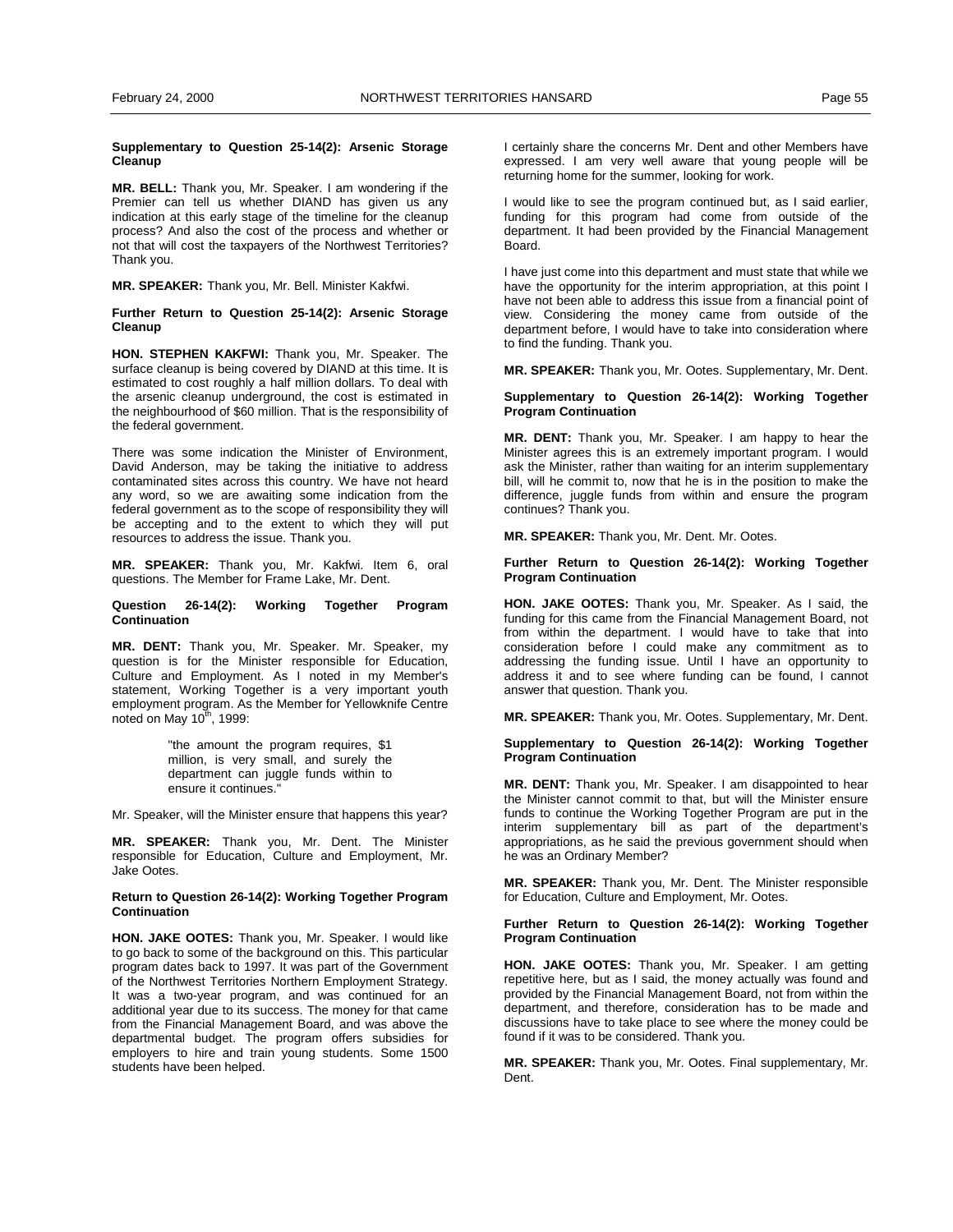**Supplementary to Question 25-14(2): Arsenic Storage Cleanup**

**MR. BELL:** Thank you, Mr. Speaker. I am wondering if the Premier can tell us whether DIAND has given us any indication at this early stage of the timeline for the cleanup process? And also the cost of the process and whether or not that will cost the taxpayers of the Northwest Territories? Thank you.

**MR. SPEAKER:** Thank you, Mr. Bell. Minister Kakfwi.

**Further Return to Question 25-14(2): Arsenic Storage Cleanup**

**HON. STEPHEN KAKFWI:** Thank you, Mr. Speaker. The surface cleanup is being covered by DIAND at this time. It is estimated to cost roughly a half million dollars. To deal with the arsenic cleanup underground, the cost is estimated in the neighbourhood of $60 million. That is the responsibility of the federal government.

There was some indication the Minister of Environment, David Anderson, may be taking the initiative to address contaminated sites across this country. We have not heard any word, so we are awaiting some indication from the federal government as to the scope of responsibility they will be accepting and to the extent to which they will put resources to address the issue. Thank you.

**MR. SPEAKER:** Thank you, Mr. Kakfwi. Item 6, oral questions. The Member for Frame Lake, Mr. Dent.

**Question 26-14(2): Working Together Program Continuation**

**MR. DENT:** Thank you, Mr. Speaker. Mr. Speaker, my question is for the Minister responsible for Education, Culture and Employment. As I noted in my Member's statement, Working Together is a very important youth employment program. As the Member for Yellowknife Centre noted on May 10th, 1999:

> "the amount the program requires, $1 million, is very small, and surely the department can juggle funds within to ensure it continues."

Mr. Speaker, will the Minister ensure that happens this year?

**MR. SPEAKER:** Thank you, Mr. Dent. The Minister responsible for Education, Culture and Employment, Mr. Jake Ootes.

**Return to Question 26-14(2): Working Together Program Continuation**

**HON. JAKE OOTES:** Thank you, Mr. Speaker. I would like to go back to some of the background on this. This particular program dates back to 1997. It was part of the Government of the Northwest Territories Northern Employment Strategy. It was a two-year program, and was continued for an additional year due to its success. The money for that came from the Financial Management Board, and was above the departmental budget. The program offers subsidies for employers to hire and train young students. Some 1500 students have been helped.

I certainly share the concerns Mr. Dent and other Members have expressed. I am very well aware that young people will be returning home for the summer, looking for work.

I would like to see the program continued but, as I said earlier, funding for this program had come from outside of the department. It had been provided by the Financial Management Board.

I have just come into this department and must state that while we have the opportunity for the interim appropriation, at this point I have not been able to address this issue from a financial point of view. Considering the money came from outside of the department before, I would have to take into consideration where to find the funding. Thank you.

**MR. SPEAKER:** Thank you, Mr. Ootes. Supplementary, Mr. Dent.

**Supplementary to Question 26-14(2): Working Together Program Continuation**

**MR. DENT:** Thank you, Mr. Speaker. I am happy to hear the Minister agrees this is an extremely important program. I would ask the Minister, rather than waiting for an interim supplementary bill, will he commit to, now that he is in the position to make the difference, juggle funds from within and ensure the program continues? Thank you.

**MR. SPEAKER:** Thank you, Mr. Dent. Mr. Ootes.

**Further Return to Question 26-14(2): Working Together Program Continuation**

**HON. JAKE OOTES:** Thank you, Mr. Speaker. As I said, the funding for this came from the Financial Management Board, not from within the department. I would have to take that into consideration before I could make any commitment as to addressing the funding issue. Until I have an opportunity to address it and to see where funding can be found, I cannot answer that question. Thank you.

**MR. SPEAKER:** Thank you, Mr. Ootes. Supplementary, Mr. Dent.

**Supplementary to Question 26-14(2): Working Together Program Continuation**

**MR. DENT:** Thank you, Mr. Speaker. I am disappointed to hear the Minister cannot commit to that, but will the Minister ensure funds to continue the Working Together Program are put in the interim supplementary bill as part of the department's appropriations, as he said the previous government should when he was an Ordinary Member?

**MR. SPEAKER:** Thank you, Mr. Dent. The Minister responsible for Education, Culture and Employment, Mr. Ootes.

**Further Return to Question 26-14(2): Working Together Program Continuation**

**HON. JAKE OOTES:** Thank you, Mr. Speaker. I am getting repetitive here, but as I said, the money actually was found and provided by the Financial Management Board, not from within the department, and therefore, consideration has to be made and discussions have to take place to see where the money could be found if it was to be considered. Thank you.

**MR. SPEAKER:** Thank you, Mr. Ootes. Final supplementary, Mr. Dent.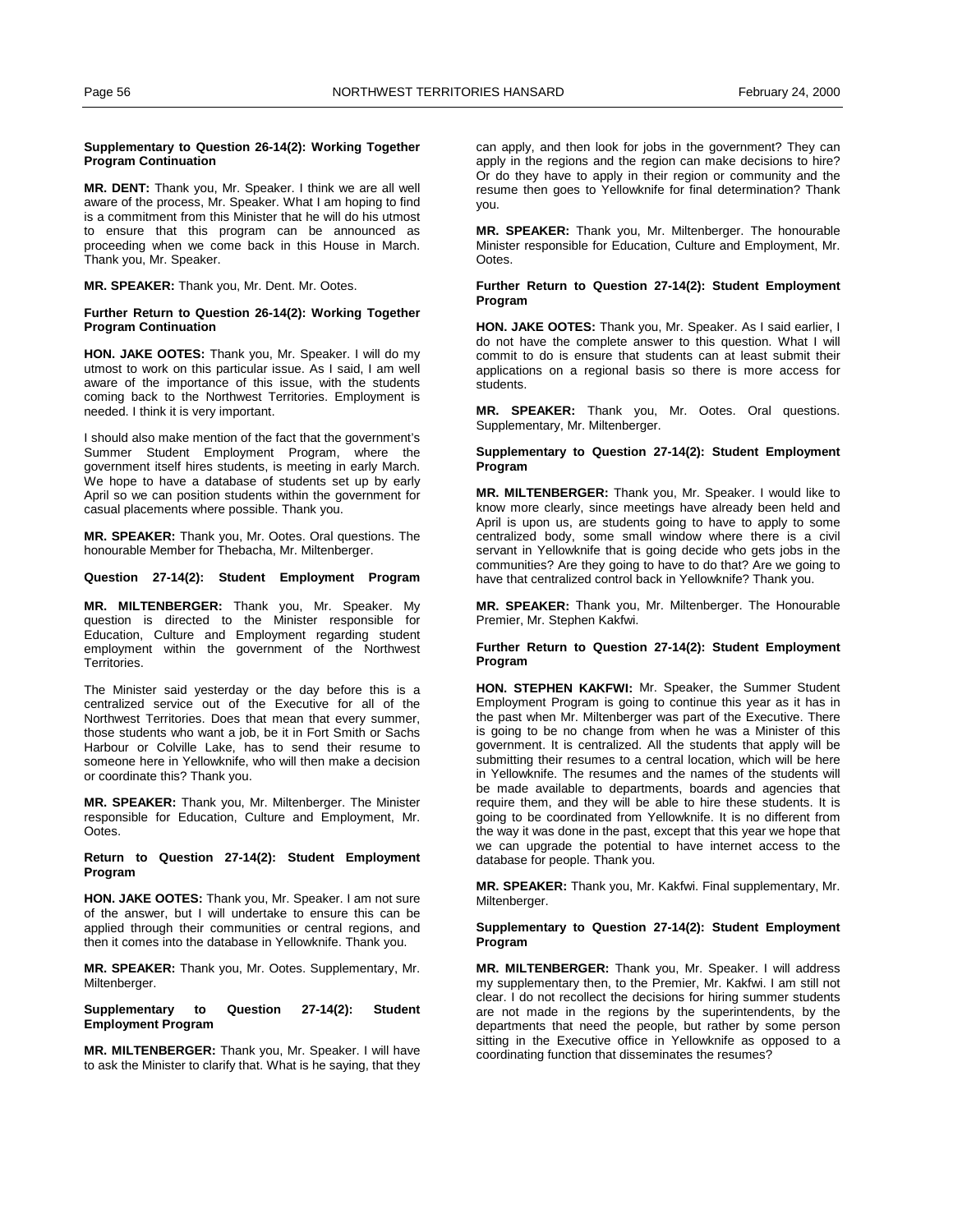**Supplementary to Question 26-14(2): Working Together Program Continuation**

**MR. DENT:** Thank you, Mr. Speaker. I think we are all well aware of the process, Mr. Speaker. What I am hoping to find is a commitment from this Minister that he will do his utmost to ensure that this program can be announced as proceeding when we come back in this House in March. Thank you, Mr. Speaker.

**MR. SPEAKER:** Thank you, Mr. Dent. Mr. Ootes.

**Further Return to Question 26-14(2): Working Together Program Continuation**

**HON. JAKE OOTES:** Thank you, Mr. Speaker. I will do my utmost to work on this particular issue. As I said, I am well aware of the importance of this issue, with the students coming back to the Northwest Territories. Employment is needed. I think it is very important.

I should also make mention of the fact that the government's Summer Student Employment Program, where the government itself hires students, is meeting in early March. We hope to have a database of students set up by early April so we can position students within the government for casual placements where possible. Thank you.

**MR. SPEAKER:** Thank you, Mr. Ootes. Oral questions. The honourable Member for Thebacha, Mr. Miltenberger.

**Question 27-14(2): Student Employment Program**

**MR. MILTENBERGER:** Thank you, Mr. Speaker. My question is directed to the Minister responsible for Education, Culture and Employment regarding student employment within the government of the Northwest Territories.

The Minister said yesterday or the day before this is a centralized service out of the Executive for all of the Northwest Territories. Does that mean that every summer, those students who want a job, be it in Fort Smith or Sachs Harbour or Colville Lake, has to send their resume to someone here in Yellowknife, who will then make a decision or coordinate this? Thank you.

**MR. SPEAKER:** Thank you, Mr. Miltenberger. The Minister responsible for Education, Culture and Employment, Mr. Ootes.

**Return to Question 27-14(2): Student Employment Program**

**HON. JAKE OOTES:** Thank you, Mr. Speaker. I am not sure of the answer, but I will undertake to ensure this can be applied through their communities or central regions, and then it comes into the database in Yellowknife. Thank you.

**MR. SPEAKER:** Thank you, Mr. Ootes. Supplementary, Mr. Miltenberger.

**Supplementary to Question 27-14(2): Student Employment Program**

**MR. MILTENBERGER:** Thank you, Mr. Speaker. I will have to ask the Minister to clarify that. What is he saying, that they can apply, and then look for jobs in the government? They can apply in the regions and the region can make decisions to hire? Or do they have to apply in their region or community and the resume then goes to Yellowknife for final determination? Thank you.

**MR. SPEAKER:** Thank you, Mr. Miltenberger. The honourable Minister responsible for Education, Culture and Employment, Mr. Ootes.

**Further Return to Question 27-14(2): Student Employment Program**

**HON. JAKE OOTES:** Thank you, Mr. Speaker. As I said earlier, I do not have the complete answer to this question. What I will commit to do is ensure that students can at least submit their applications on a regional basis so there is more access for students.

**MR. SPEAKER:** Thank you, Mr. Ootes. Oral questions. Supplementary, Mr. Miltenberger.

**Supplementary to Question 27-14(2): Student Employment Program**

**MR. MILTENBERGER:** Thank you, Mr. Speaker. I would like to know more clearly, since meetings have already been held and April is upon us, are students going to have to apply to some centralized body, some small window where there is a civil servant in Yellowknife that is going decide who gets jobs in the communities? Are they going to have to do that? Are we going to have that centralized control back in Yellowknife? Thank you.

**MR. SPEAKER:** Thank you, Mr. Miltenberger. The Honourable Premier, Mr. Stephen Kakfwi.

**Further Return to Question 27-14(2): Student Employment Program**

**HON. STEPHEN KAKFWI:** Mr. Speaker, the Summer Student Employment Program is going to continue this year as it has in the past when Mr. Miltenberger was part of the Executive. There is going to be no change from when he was a Minister of this government. It is centralized. All the students that apply will be submitting their resumes to a central location, which will be here in Yellowknife. The resumes and the names of the students will be made available to departments, boards and agencies that require them, and they will be able to hire these students. It is going to be coordinated from Yellowknife. It is no different from the way it was done in the past, except that this year we hope that we can upgrade the potential to have internet access to the database for people. Thank you.

**MR. SPEAKER:** Thank you, Mr. Kakfwi. Final supplementary, Mr. Miltenberger.

**Supplementary to Question 27-14(2): Student Employment Program**

**MR. MILTENBERGER:** Thank you, Mr. Speaker. I will address my supplementary then, to the Premier, Mr. Kakfwi. I am still not clear. I do not recollect the decisions for hiring summer students are not made in the regions by the superintendents, by the departments that need the people, but rather by some person sitting in the Executive office in Yellowknife as opposed to a coordinating function that disseminates the resumes?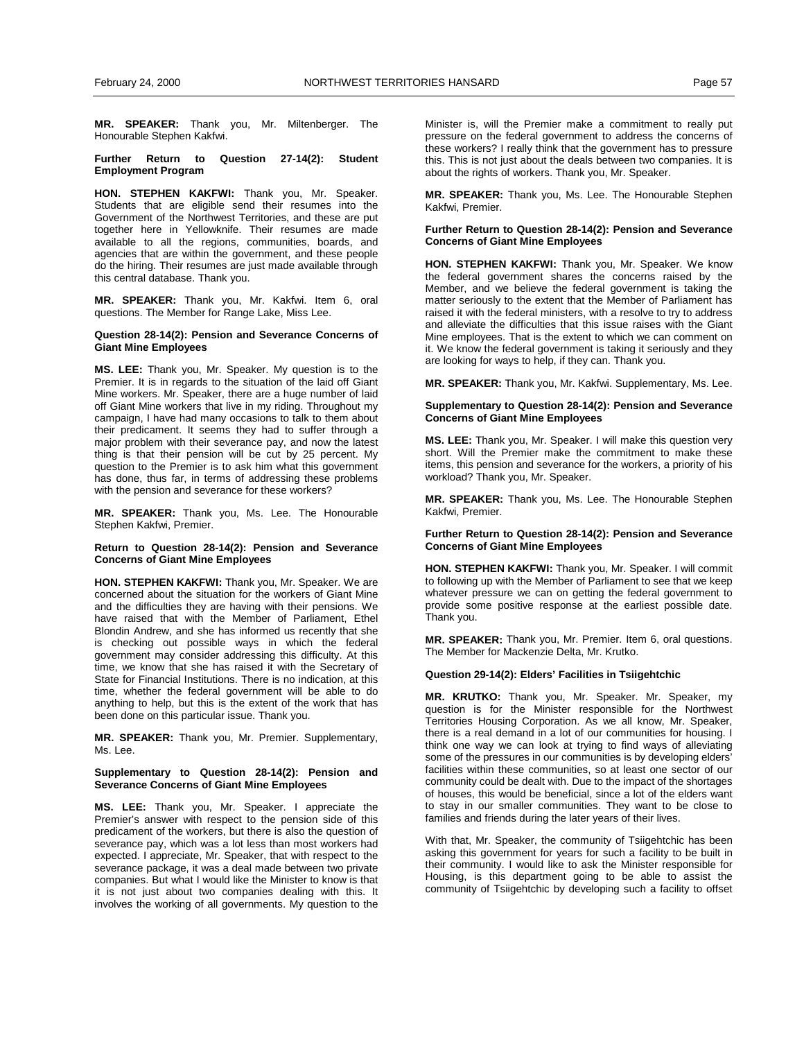**MR. SPEAKER:** Thank you, Mr. Miltenberger. The Honourable Stephen Kakfwi.

#### Further Return to Question 27-14(2): Student Employment Program

**HON. STEPHEN KAKFWI:** Thank you, Mr. Speaker. Students that are eligible send their resumes into the Government of the Northwest Territories, and these are put together here in Yellowknife. Their resumes are made available to all the regions, communities, boards, and agencies that are within the government, and these people do the hiring. Their resumes are just made available through this central database. Thank you.

**MR. SPEAKER:** Thank you, Mr. Kakfwi. Item 6, oral questions. The Member for Range Lake, Miss Lee.

#### Question 28-14(2): Pension and Severance Concerns of Giant Mine Employees

**MS. LEE:** Thank you, Mr. Speaker. My question is to the Premier. It is in regards to the situation of the laid off Giant Mine workers. Mr. Speaker, there are a huge number of laid off Giant Mine workers that live in my riding. Throughout my campaign, I have had many occasions to talk to them about their predicament. It seems they had to suffer through a major problem with their severance pay, and now the latest thing is that their pension will be cut by 25 percent. My question to the Premier is to ask him what this government has done, thus far, in terms of addressing these problems with the pension and severance for these workers?

**MR. SPEAKER:** Thank you, Ms. Lee. The Honourable Stephen Kakfwi, Premier.

#### Return to Question 28-14(2): Pension and Severance Concerns of Giant Mine Employees

**HON. STEPHEN KAKFWI:** Thank you, Mr. Speaker. We are concerned about the situation for the workers of Giant Mine and the difficulties they are having with their pensions. We have raised that with the Member of Parliament, Ethel Blondin Andrew, and she has informed us recently that she is checking out possible ways in which the federal government may consider addressing this difficulty. At this time, we know that she has raised it with the Secretary of State for Financial Institutions. There is no indication, at this time, whether the federal government will be able to do anything to help, but this is the extent of the work that has been done on this particular issue. Thank you.

**MR. SPEAKER:** Thank you, Mr. Premier. Supplementary, Ms. Lee.

#### Supplementary to Question 28-14(2): Pension and Severance Concerns of Giant Mine Employees

**MS. LEE:** Thank you, Mr. Speaker. I appreciate the Premier's answer with respect to the pension side of this predicament of the workers, but there is also the question of severance pay, which was a lot less than most workers had expected. I appreciate, Mr. Speaker, that with respect to the severance package, it was a deal made between two private companies. But what I would like the Minister to know is that it is not just about two companies dealing with this. It involves the working of all governments. My question to the Minister is, will the Premier make a commitment to really put pressure on the federal government to address the concerns of these workers? I really think that the government has to pressure this. This is not just about the deals between two companies. It is about the rights of workers. Thank you, Mr. Speaker.

**MR. SPEAKER:** Thank you, Ms. Lee. The Honourable Stephen Kakfwi, Premier.

#### Further Return to Question 28-14(2): Pension and Severance Concerns of Giant Mine Employees

**HON. STEPHEN KAKFWI:** Thank you, Mr. Speaker. We know the federal government shares the concerns raised by the Member, and we believe the federal government is taking the matter seriously to the extent that the Member of Parliament has raised it with the federal ministers, with a resolve to try to address and alleviate the difficulties that this issue raises with the Giant Mine employees. That is the extent to which we can comment on it. We know the federal government is taking it seriously and they are looking for ways to help, if they can. Thank you.

**MR. SPEAKER:** Thank you, Mr. Kakfwi. Supplementary, Ms. Lee.

#### Supplementary to Question 28-14(2): Pension and Severance Concerns of Giant Mine Employees

**MS. LEE:** Thank you, Mr. Speaker. I will make this question very short. Will the Premier make the commitment to make these items, this pension and severance for the workers, a priority of his workload? Thank you, Mr. Speaker.

**MR. SPEAKER:** Thank you, Ms. Lee. The Honourable Stephen Kakfwi, Premier.

#### Further Return to Question 28-14(2): Pension and Severance Concerns of Giant Mine Employees

**HON. STEPHEN KAKFWI:** Thank you, Mr. Speaker. I will commit to following up with the Member of Parliament to see that we keep whatever pressure we can on getting the federal government to provide some positive response at the earliest possible date. Thank you.

**MR. SPEAKER:** Thank you, Mr. Premier. Item 6, oral questions. The Member for Mackenzie Delta, Mr. Krutko.

#### Question 29-14(2): Elders' Facilities in Tsiigehtchic

**MR. KRUTKO:** Thank you, Mr. Speaker. Mr. Speaker, my question is for the Minister responsible for the Northwest Territories Housing Corporation. As we all know, Mr. Speaker, there is a real demand in a lot of our communities for housing. I think one way we can look at trying to find ways of alleviating some of the pressures in our communities is by developing elders' facilities within these communities, so at least one sector of our community could be dealt with. Due to the impact of the shortages of houses, this would be beneficial, since a lot of the elders want to stay in our smaller communities. They want to be close to families and friends during the later years of their lives.

With that, Mr. Speaker, the community of Tsiigehtchic has been asking this government for years for such a facility to be built in their community. I would like to ask the Minister responsible for Housing, is this department going to be able to assist the community of Tsiigehtchic by developing such a facility to offset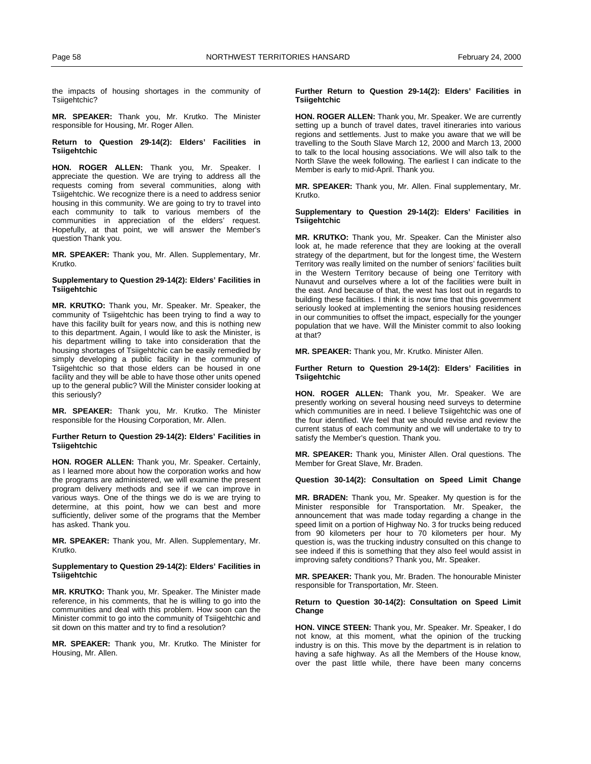the impacts of housing shortages in the community of Tsiigehtchic?

**MR. SPEAKER:** Thank you, Mr. Krutko. The Minister responsible for Housing, Mr. Roger Allen.

#### Return to Question 29-14(2): Elders' Facilities in Tsiigehtchic

**HON. ROGER ALLEN:** Thank you, Mr. Speaker. I appreciate the question. We are trying to address all the requests coming from several communities, along with Tsiigehtchic. We recognize there is a need to address senior housing in this community. We are going to try to travel into each community to talk to various members of the communities in appreciation of the elders' request. Hopefully, at that point, we will answer the Member's question Thank you.

**MR. SPEAKER:** Thank you, Mr. Allen. Supplementary, Mr. Krutko.

#### Supplementary to Question 29-14(2): Elders' Facilities in Tsiigehtchic

**MR. KRUTKO:** Thank you, Mr. Speaker. Mr. Speaker, the community of Tsiigehtchic has been trying to find a way to have this facility built for years now, and this is nothing new to this department. Again, I would like to ask the Minister, is his department willing to take into consideration that the housing shortages of Tsiigehtchic can be easily remedied by simply developing a public facility in the community of Tsiigehtchic so that those elders can be housed in one facility and they will be able to have those other units opened up to the general public? Will the Minister consider looking at this seriously?

**MR. SPEAKER:** Thank you, Mr. Krutko. The Minister responsible for the Housing Corporation, Mr. Allen.

#### Further Return to Question 29-14(2): Elders' Facilities in Tsiigehtchic

**HON. ROGER ALLEN:** Thank you, Mr. Speaker. Certainly, as I learned more about how the corporation works and how the programs are administered, we will examine the present program delivery methods and see if we can improve in various ways. One of the things we do is we are trying to determine, at this point, how we can best and more sufficiently, deliver some of the programs that the Member has asked. Thank you.

**MR. SPEAKER:** Thank you, Mr. Allen. Supplementary, Mr. Krutko.

#### Supplementary to Question 29-14(2): Elders' Facilities in Tsiigehtchic

**MR. KRUTKO:** Thank you, Mr. Speaker. The Minister made reference, in his comments, that he is willing to go into the communities and deal with this problem. How soon can the Minister commit to go into the community of Tsiigehtchic and sit down on this matter and try to find a resolution?

**MR. SPEAKER:** Thank you, Mr. Krutko. The Minister for Housing, Mr. Allen.

#### Further Return to Question 29-14(2): Elders' Facilities in Tsiigehtchic

**HON. ROGER ALLEN:** Thank you, Mr. Speaker. We are currently setting up a bunch of travel dates, travel itineraries into various regions and settlements. Just to make you aware that we will be travelling to the South Slave March 12, 2000 and March 13, 2000 to talk to the local housing associations. We will also talk to the North Slave the week following. The earliest I can indicate to the Member is early to mid-April. Thank you.

**MR. SPEAKER:** Thank you, Mr. Allen. Final supplementary, Mr. Krutko.

#### Supplementary to Question 29-14(2): Elders' Facilities in Tsiigehtchic

**MR. KRUTKO:** Thank you, Mr. Speaker. Can the Minister also look at, he made reference that they are looking at the overall strategy of the department, but for the longest time, the Western Territory was really limited on the number of seniors' facilities built in the Western Territory because of being one Territory with Nunavut and ourselves where a lot of the facilities were built in the east. And because of that, the west has lost out in regards to building these facilities. I think it is now time that this government seriously looked at implementing the seniors housing residences in our communities to offset the impact, especially for the younger population that we have. Will the Minister commit to also looking at that?

**MR. SPEAKER:** Thank you, Mr. Krutko. Minister Allen.

#### Further Return to Question 29-14(2): Elders' Facilities in Tsiigehtchic

**HON. ROGER ALLEN:** Thank you, Mr. Speaker. We are presently working on several housing need surveys to determine which communities are in need. I believe Tsiigehtchic was one of the four identified. We feel that we should revise and review the current status of each community and we will undertake to try to satisfy the Member's question. Thank you.

**MR. SPEAKER:** Thank you, Minister Allen. Oral questions. The Member for Great Slave, Mr. Braden.

#### Question 30-14(2): Consultation on Speed Limit Change

**MR. BRADEN:** Thank you, Mr. Speaker. My question is for the Minister responsible for Transportation. Mr. Speaker, the announcement that was made today regarding a change in the speed limit on a portion of Highway No. 3 for trucks being reduced from 90 kilometers per hour to 70 kilometers per hour. My question is, was the trucking industry consulted on this change to see indeed if this is something that they also feel would assist in improving safety conditions? Thank you, Mr. Speaker.

**MR. SPEAKER:** Thank you, Mr. Braden. The honourable Minister responsible for Transportation, Mr. Steen.

#### Return to Question 30-14(2): Consultation on Speed Limit Change

**HON. VINCE STEEN:** Thank you, Mr. Speaker. Mr. Speaker, I do not know, at this moment, what the opinion of the trucking industry is on this. This move by the department is in relation to having a safe highway. As all the Members of the House know, over the past little while, there have been many concerns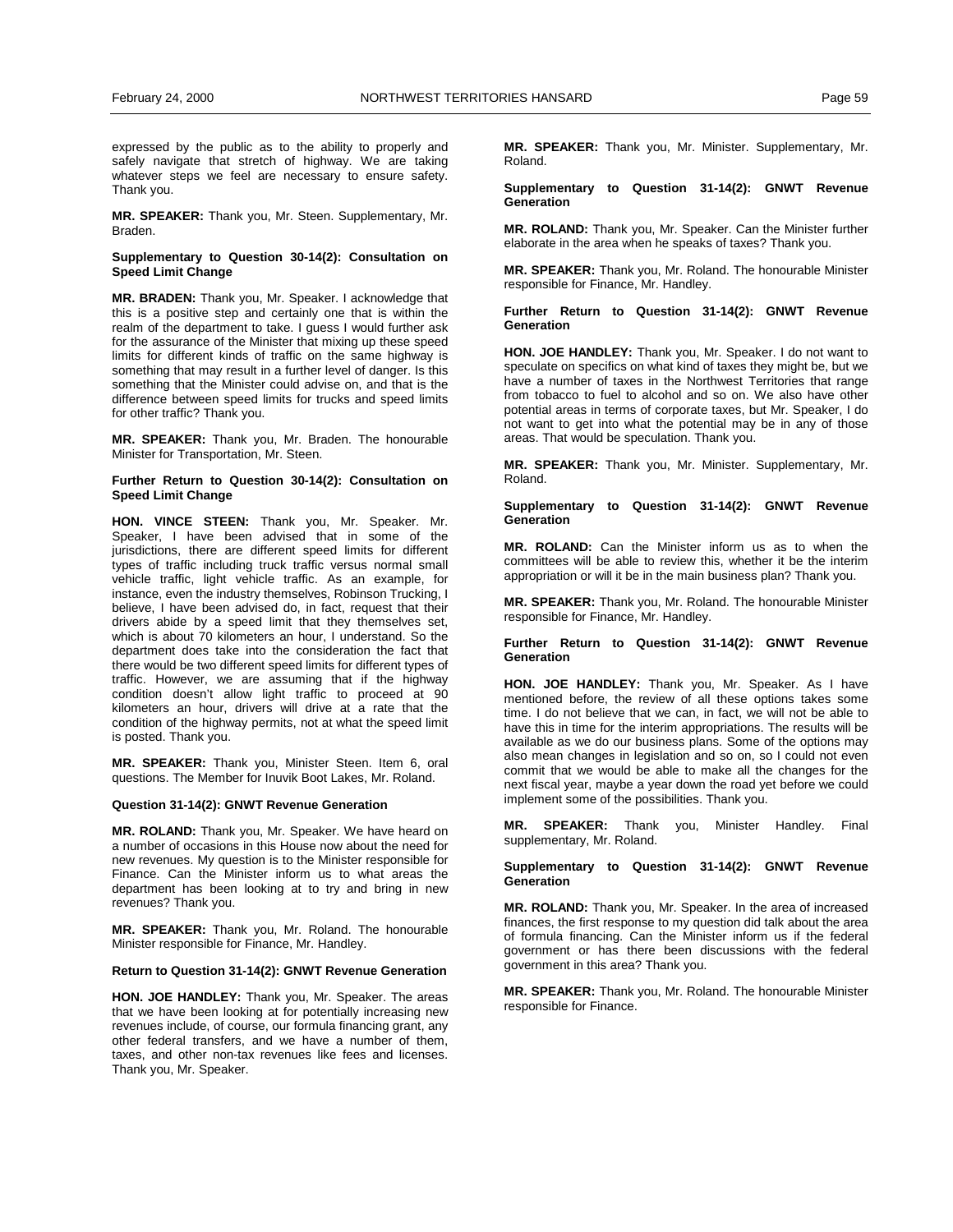expressed by the public as to the ability to properly and safely navigate that stretch of highway. We are taking whatever steps we feel are necessary to ensure safety. Thank you.

**MR. SPEAKER:** Thank you, Mr. Steen. Supplementary, Mr. Braden.

**Supplementary to Question 30-14(2): Consultation on Speed Limit Change**

**MR. BRADEN:** Thank you, Mr. Speaker. I acknowledge that this is a positive step and certainly one that is within the realm of the department to take. I guess I would further ask for the assurance of the Minister that mixing up these speed limits for different kinds of traffic on the same highway is something that may result in a further level of danger. Is this something that the Minister could advise on, and that is the difference between speed limits for trucks and speed limits for other traffic? Thank you.

**MR. SPEAKER:** Thank you, Mr. Braden. The honourable Minister for Transportation, Mr. Steen.

**Further Return to Question 30-14(2): Consultation on Speed Limit Change**

**HON. VINCE STEEN:** Thank you, Mr. Speaker. Mr. Speaker, I have been advised that in some of the jurisdictions, there are different speed limits for different types of traffic including truck traffic versus normal small vehicle traffic, light vehicle traffic. As an example, for instance, even the industry themselves, Robinson Trucking, I believe, I have been advised do, in fact, request that their drivers abide by a speed limit that they themselves set, which is about 70 kilometers an hour, I understand. So the department does take into the consideration the fact that there would be two different speed limits for different types of traffic. However, we are assuming that if the highway condition doesn't allow light traffic to proceed at 90 kilometers an hour, drivers will drive at a rate that the condition of the highway permits, not at what the speed limit is posted. Thank you.

**MR. SPEAKER:** Thank you, Minister Steen. Item 6, oral questions. The Member for Inuvik Boot Lakes, Mr. Roland.

**Question 31-14(2): GNWT Revenue Generation**

**MR. ROLAND:** Thank you, Mr. Speaker. We have heard on a number of occasions in this House now about the need for new revenues. My question is to the Minister responsible for Finance. Can the Minister inform us to what areas the department has been looking at to try and bring in new revenues? Thank you.

**MR. SPEAKER:** Thank you, Mr. Roland. The honourable Minister responsible for Finance, Mr. Handley.

**Return to Question 31-14(2): GNWT Revenue Generation**

**HON. JOE HANDLEY:** Thank you, Mr. Speaker. The areas that we have been looking at for potentially increasing new revenues include, of course, our formula financing grant, any other federal transfers, and we have a number of them, taxes, and other non-tax revenues like fees and licenses. Thank you, Mr. Speaker.

**MR. SPEAKER:** Thank you, Mr. Minister. Supplementary, Mr. Roland.

**Supplementary to Question 31-14(2): GNWT Revenue Generation**

**MR. ROLAND:** Thank you, Mr. Speaker. Can the Minister further elaborate in the area when he speaks of taxes? Thank you.

**MR. SPEAKER:** Thank you, Mr. Roland. The honourable Minister responsible for Finance, Mr. Handley.

**Further Return to Question 31-14(2): GNWT Revenue Generation**

**HON. JOE HANDLEY:** Thank you, Mr. Speaker. I do not want to speculate on specifics on what kind of taxes they might be, but we have a number of taxes in the Northwest Territories that range from tobacco to fuel to alcohol and so on. We also have other potential areas in terms of corporate taxes, but Mr. Speaker, I do not want to get into what the potential may be in any of those areas. That would be speculation. Thank you.

**MR. SPEAKER:** Thank you, Mr. Minister. Supplementary, Mr. Roland.

**Supplementary to Question 31-14(2): GNWT Revenue Generation**

**MR. ROLAND:** Can the Minister inform us as to when the committees will be able to review this, whether it be the interim appropriation or will it be in the main business plan? Thank you.

**MR. SPEAKER:** Thank you, Mr. Roland. The honourable Minister responsible for Finance, Mr. Handley.

**Further Return to Question 31-14(2): GNWT Revenue Generation**

**HON. JOE HANDLEY:** Thank you, Mr. Speaker. As I have mentioned before, the review of all these options takes some time. I do not believe that we can, in fact, we will not be able to have this in time for the interim appropriations. The results will be available as we do our business plans. Some of the options may also mean changes in legislation and so on, so I could not even commit that we would be able to make all the changes for the next fiscal year, maybe a year down the road yet before we could implement some of the possibilities. Thank you.

**MR. SPEAKER:** Thank you, Minister Handley. Final supplementary, Mr. Roland.

**Supplementary to Question 31-14(2): GNWT Revenue Generation**

**MR. ROLAND:** Thank you, Mr. Speaker. In the area of increased finances, the first response to my question did talk about the area of formula financing. Can the Minister inform us if the federal government or has there been discussions with the federal government in this area? Thank you.

**MR. SPEAKER:** Thank you, Mr. Roland. The honourable Minister responsible for Finance.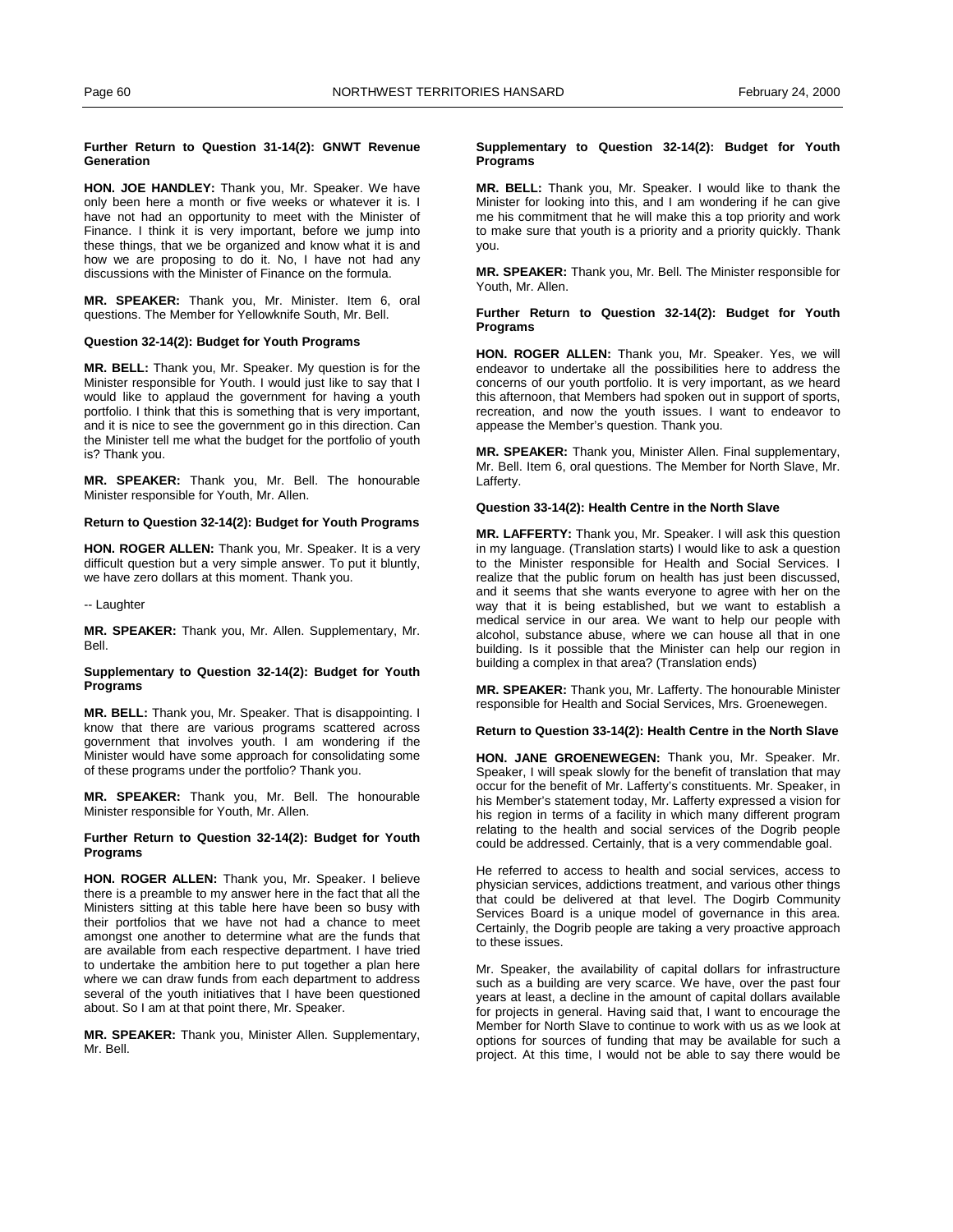#### Further Return to Question 31-14(2): GNWT Revenue Generation

**HON. JOE HANDLEY:** Thank you, Mr. Speaker. We have only been here a month or five weeks or whatever it is. I have not had an opportunity to meet with the Minister of Finance. I think it is very important, before we jump into these things, that we be organized and know what it is and how we are proposing to do it. No, I have not had any discussions with the Minister of Finance on the formula.

**MR. SPEAKER:** Thank you, Mr. Minister. Item 6, oral questions. The Member for Yellowknife South, Mr. Bell.

#### Question 32-14(2): Budget for Youth Programs

**MR. BELL:** Thank you, Mr. Speaker. My question is for the Minister responsible for Youth. I would just like to say that I would like to applaud the government for having a youth portfolio. I think that this is something that is very important, and it is nice to see the government go in this direction. Can the Minister tell me what the budget for the portfolio of youth is? Thank you.

**MR. SPEAKER:** Thank you, Mr. Bell. The honourable Minister responsible for Youth, Mr. Allen.

#### Return to Question 32-14(2): Budget for Youth Programs

**HON. ROGER ALLEN:** Thank you, Mr. Speaker. It is a very difficult question but a very simple answer. To put it bluntly, we have zero dollars at this moment. Thank you.

-- Laughter

**MR. SPEAKER:** Thank you, Mr. Allen. Supplementary, Mr. Bell.

#### Supplementary to Question 32-14(2): Budget for Youth Programs

**MR. BELL:** Thank you, Mr. Speaker. That is disappointing. I know that there are various programs scattered across government that involves youth. I am wondering if the Minister would have some approach for consolidating some of these programs under the portfolio? Thank you.

**MR. SPEAKER:** Thank you, Mr. Bell. The honourable Minister responsible for Youth, Mr. Allen.

#### Further Return to Question 32-14(2): Budget for Youth Programs

**HON. ROGER ALLEN:** Thank you, Mr. Speaker. I believe there is a preamble to my answer here in the fact that all the Ministers sitting at this table here have been so busy with their portfolios that we have not had a chance to meet amongst one another to determine what are the funds that are available from each respective department. I have tried to undertake the ambition here to put together a plan here where we can draw funds from each department to address several of the youth initiatives that I have been questioned about. So I am at that point there, Mr. Speaker.

**MR. SPEAKER:** Thank you, Minister Allen. Supplementary, Mr. Bell.

#### Supplementary to Question 32-14(2): Budget for Youth Programs

**MR. BELL:** Thank you, Mr. Speaker. I would like to thank the Minister for looking into this, and I am wondering if he can give me his commitment that he will make this a top priority and work to make sure that youth is a priority and a priority quickly. Thank you.

**MR. SPEAKER:** Thank you, Mr. Bell. The Minister responsible for Youth, Mr. Allen.

#### Further Return to Question 32-14(2): Budget for Youth Programs

**HON. ROGER ALLEN:** Thank you, Mr. Speaker. Yes, we will endeavor to undertake all the possibilities here to address the concerns of our youth portfolio. It is very important, as we heard this afternoon, that Members had spoken out in support of sports, recreation, and now the youth issues. I want to endeavor to appease the Member's question. Thank you.

**MR. SPEAKER:** Thank you, Minister Allen. Final supplementary, Mr. Bell. Item 6, oral questions. The Member for North Slave, Mr. Lafferty.

#### Question 33-14(2): Health Centre in the North Slave

**MR. LAFFERTY:** Thank you, Mr. Speaker. I will ask this question in my language. (Translation starts) I would like to ask a question to the Minister responsible for Health and Social Services. I realize that the public forum on health has just been discussed, and it seems that she wants everyone to agree with her on the way that it is being established, but we want to establish a medical service in our area. We want to help our people with alcohol, substance abuse, where we can house all that in one building. Is it possible that the Minister can help our region in building a complex in that area? (Translation ends)

**MR. SPEAKER:** Thank you, Mr. Lafferty. The honourable Minister responsible for Health and Social Services, Mrs. Groenewegen.

#### Return to Question 33-14(2): Health Centre in the North Slave

**HON. JANE GROENEWEGEN:** Thank you, Mr. Speaker. Mr. Speaker, I will speak slowly for the benefit of translation that may occur for the benefit of Mr. Lafferty's constituents. Mr. Speaker, in his Member's statement today, Mr. Lafferty expressed a vision for his region in terms of a facility in which many different program relating to the health and social services of the Dogrib people could be addressed. Certainly, that is a very commendable goal.

He referred to access to health and social services, access to physician services, addictions treatment, and various other things that could be delivered at that level. The Dogirb Community Services Board is a unique model of governance in this area. Certainly, the Dogrib people are taking a very proactive approach to these issues.

Mr. Speaker, the availability of capital dollars for infrastructure such as a building are very scarce. We have, over the past four years at least, a decline in the amount of capital dollars available for projects in general. Having said that, I want to encourage the Member for North Slave to continue to work with us as we look at options for sources of funding that may be available for such a project. At this time, I would not be able to say there would be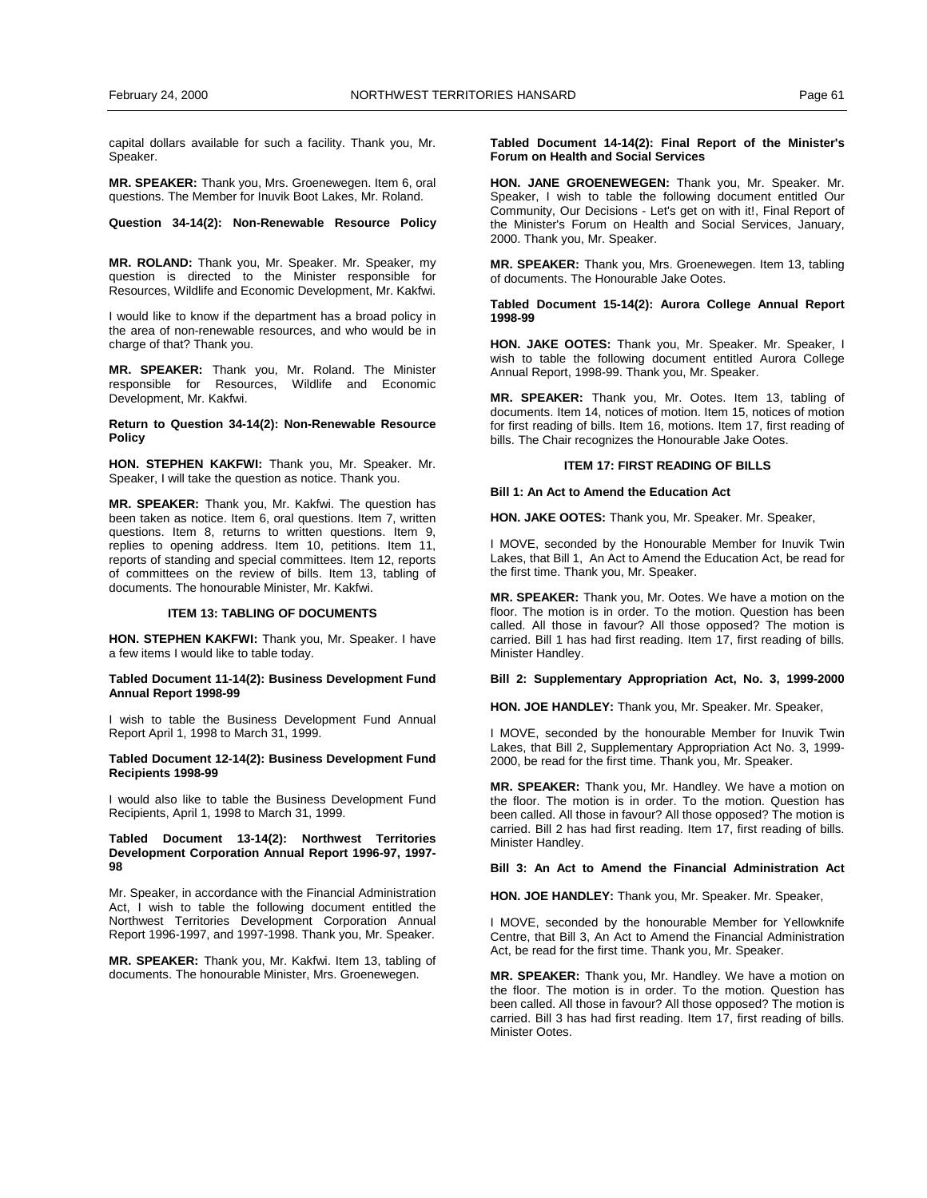capital dollars available for such a facility. Thank you, Mr. Speaker.

**MR. SPEAKER:** Thank you, Mrs. Groenewegen. Item 6, oral questions. The Member for Inuvik Boot Lakes, Mr. Roland.

**Question 34-14(2): Non-Renewable Resource Policy**

**MR. ROLAND:** Thank you, Mr. Speaker. Mr. Speaker, my question is directed to the Minister responsible for Resources, Wildlife and Economic Development, Mr. Kakfwi.

I would like to know if the department has a broad policy in the area of non-renewable resources, and who would be in charge of that? Thank you.

**MR. SPEAKER:** Thank you, Mr. Roland. The Minister responsible for Resources, Wildlife and Economic Development, Mr. Kakfwi.

**Return to Question 34-14(2): Non-Renewable Resource Policy**

**HON. STEPHEN KAKFWI:** Thank you, Mr. Speaker. Mr. Speaker, I will take the question as notice. Thank you.

**MR. SPEAKER:** Thank you, Mr. Kakfwi. The question has been taken as notice. Item 6, oral questions. Item 7, written questions. Item 8, returns to written questions. Item 9, replies to opening address. Item 10, petitions. Item 11, reports of standing and special committees. Item 12, reports of committees on the review of bills. Item 13, tabling of documents. The honourable Minister, Mr. Kakfwi.

## ITEM 13: TABLING OF DOCUMENTS

**HON. STEPHEN KAKFWI:** Thank you, Mr. Speaker. I have a few items I would like to table today.

**Tabled Document 11-14(2): Business Development Fund Annual Report 1998-99**

I wish to table the Business Development Fund Annual Report April 1, 1998 to March 31, 1999.

**Tabled Document 12-14(2): Business Development Fund Recipients 1998-99**

I would also like to table the Business Development Fund Recipients, April 1, 1998 to March 31, 1999.

**Tabled Document 13-14(2): Northwest Territories Development Corporation Annual Report 1996-97, 1997-98**

Mr. Speaker, in accordance with the Financial Administration Act, I wish to table the following document entitled the Northwest Territories Development Corporation Annual Report 1996-1997, and 1997-1998. Thank you, Mr. Speaker.

**MR. SPEAKER:** Thank you, Mr. Kakfwi. Item 13, tabling of documents. The honourable Minister, Mrs. Groenewegen.

**Tabled Document 14-14(2): Final Report of the Minister's Forum on Health and Social Services**

**HON. JANE GROENEWEGEN:** Thank you, Mr. Speaker. Mr. Speaker, I wish to table the following document entitled Our Community, Our Decisions - Let's get on with it!, Final Report of the Minister's Forum on Health and Social Services, January, 2000. Thank you, Mr. Speaker.

**MR. SPEAKER:** Thank you, Mrs. Groenewegen. Item 13, tabling of documents. The Honourable Jake Ootes.

**Tabled Document 15-14(2): Aurora College Annual Report 1998-99**

**HON. JAKE OOTES:** Thank you, Mr. Speaker. Mr. Speaker, I wish to table the following document entitled Aurora College Annual Report, 1998-99. Thank you, Mr. Speaker.

**MR. SPEAKER:** Thank you, Mr. Ootes. Item 13, tabling of documents. Item 14, notices of motion. Item 15, notices of motion for first reading of bills. Item 16, motions. Item 17, first reading of bills. The Chair recognizes the Honourable Jake Ootes.

## ITEM 17: FIRST READING OF BILLS

**Bill 1: An Act to Amend the Education Act**

**HON. JAKE OOTES:** Thank you, Mr. Speaker. Mr. Speaker,

I MOVE, seconded by the Honourable Member for Inuvik Twin Lakes, that Bill 1, An Act to Amend the Education Act, be read for the first time. Thank you, Mr. Speaker.

**MR. SPEAKER:** Thank you, Mr. Ootes. We have a motion on the floor. The motion is in order. To the motion. Question has been called. All those in favour? All those opposed? The motion is carried. Bill 1 has had first reading. Item 17, first reading of bills. Minister Handley.

**Bill 2: Supplementary Appropriation Act, No. 3, 1999-2000**

**HON. JOE HANDLEY:** Thank you, Mr. Speaker. Mr. Speaker,

I MOVE, seconded by the honourable Member for Inuvik Twin Lakes, that Bill 2, Supplementary Appropriation Act No. 3, 1999-2000, be read for the first time. Thank you, Mr. Speaker.

**MR. SPEAKER:** Thank you, Mr. Handley. We have a motion on the floor. The motion is in order. To the motion. Question has been called. All those in favour? All those opposed? The motion is carried. Bill 2 has had first reading. Item 17, first reading of bills. Minister Handley.

**Bill 3: An Act to Amend the Financial Administration Act**

**HON. JOE HANDLEY:** Thank you, Mr. Speaker. Mr. Speaker,

I MOVE, seconded by the honourable Member for Yellowknife Centre, that Bill 3, An Act to Amend the Financial Administration Act, be read for the first time. Thank you, Mr. Speaker.

**MR. SPEAKER:** Thank you, Mr. Handley. We have a motion on the floor. The motion is in order. To the motion. Question has been called. All those in favour? All those opposed? The motion is carried. Bill 3 has had first reading. Item 17, first reading of bills. Minister Ootes.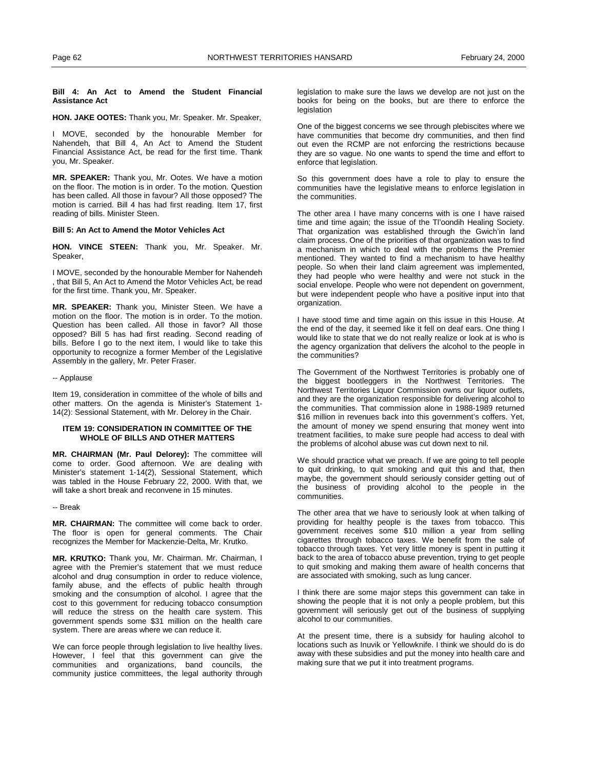**Bill 4: An Act to Amend the Student Financial Assistance Act**

**HON. JAKE OOTES:** Thank you, Mr. Speaker. Mr. Speaker,

I MOVE, seconded by the honourable Member for Nahendeh, that Bill 4, An Act to Amend the Student Financial Assistance Act, be read for the first time. Thank you, Mr. Speaker.

**MR. SPEAKER:** Thank you, Mr. Ootes. We have a motion on the floor. The motion is in order. To the motion. Question has been called. All those in favour? All those opposed? The motion is carried. Bill 4 has had first reading. Item 17, first reading of bills. Minister Steen.

**Bill 5: An Act to Amend the Motor Vehicles Act**

**HON. VINCE STEEN:** Thank you, Mr. Speaker. Mr. Speaker,

I MOVE, seconded by the honourable Member for Nahendeh , that Bill 5, An Act to Amend the Motor Vehicles Act, be read for the first time. Thank you, Mr. Speaker.

**MR. SPEAKER:** Thank you, Minister Steen. We have a motion on the floor. The motion is in order. To the motion. Question has been called. All those in favor? All those opposed? Bill 5 has had first reading. Second reading of bills. Before I go to the next item, I would like to take this opportunity to recognize a former Member of the Legislative Assembly in the gallery, Mr. Peter Fraser.

-- Applause

Item 19, consideration in committee of the whole of bills and other matters. On the agenda is Minister's Statement 1-14(2): Sessional Statement, with Mr. Delorey in the Chair.

## ITEM 19: CONSIDERATION IN COMMITTEE OF THE WHOLE OF BILLS AND OTHER MATTERS

**MR. CHAIRMAN (Mr. Paul Delorey):** The committee will come to order. Good afternoon. We are dealing with Minister's statement 1-14(2), Sessional Statement, which was tabled in the House February 22, 2000. With that, we will take a short break and reconvene in 15 minutes.

-- Break

**MR. CHAIRMAN:** The committee will come back to order. The floor is open for general comments. The Chair recognizes the Member for Mackenzie-Delta, Mr. Krutko.

**MR. KRUTKO:** Thank you, Mr. Chairman. Mr. Chairman, I agree with the Premier's statement that we must reduce alcohol and drug consumption in order to reduce violence, family abuse, and the effects of public health through smoking and the consumption of alcohol. I agree that the cost to this government for reducing tobacco consumption will reduce the stress on the health care system. This government spends some $31 million on the health care system. There are areas where we can reduce it.

We can force people through legislation to live healthy lives. However, I feel that this government can give the communities and organizations, band councils, the community justice committees, the legal authority through legislation to make sure the laws we develop are not just on the books for being on the books, but are there to enforce the legislation

One of the biggest concerns we see through plebiscites where we have communities that become dry communities, and then find out even the RCMP are not enforcing the restrictions because they are so vague. No one wants to spend the time and effort to enforce that legislation.

So this government does have a role to play to ensure the communities have the legislative means to enforce legislation in the communities.

The other area I have many concerns with is one I have raised time and time again; the issue of the Tl'oondih Healing Society. That organization was established through the Gwich'in land claim process. One of the priorities of that organization was to find a mechanism in which to deal with the problems the Premier mentioned. They wanted to find a mechanism to have healthy people. So when their land claim agreement was implemented, they had people who were healthy and were not stuck in the social envelope. People who were not dependent on government, but were independent people who have a positive input into that organization.

I have stood time and time again on this issue in this House. At the end of the day, it seemed like it fell on deaf ears. One thing I would like to state that we do not really realize or look at is who is the agency organization that delivers the alcohol to the people in the communities?

The Government of the Northwest Territories is probably one of the biggest bootleggers in the Northwest Territories. The Northwest Territories Liquor Commission owns our liquor outlets, and they are the organization responsible for delivering alcohol to the communities. That commission alone in 1988-1989 returned $16 million in revenues back into this government's coffers. Yet, the amount of money we spend ensuring that money went into treatment facilities, to make sure people had access to deal with the problems of alcohol abuse was cut down next to nil.

We should practice what we preach. If we are going to tell people to quit drinking, to quit smoking and quit this and that, then maybe, the government should seriously consider getting out of the business of providing alcohol to the people in the communities.

The other area that we have to seriously look at when talking of providing for healthy people is the taxes from tobacco. This government receives some $10 million a year from selling cigarettes through tobacco taxes. We benefit from the sale of tobacco through taxes. Yet very little money is spent in putting it back to the area of tobacco abuse prevention, trying to get people to quit smoking and making them aware of health concerns that are associated with smoking, such as lung cancer.

I think there are some major steps this government can take in showing the people that it is not only a people problem, but this government will seriously get out of the business of supplying alcohol to our communities.

At the present time, there is a subsidy for hauling alcohol to locations such as Inuvik or Yellowknife. I think we should do is do away with these subsidies and put the money into health care and making sure that we put it into treatment programs.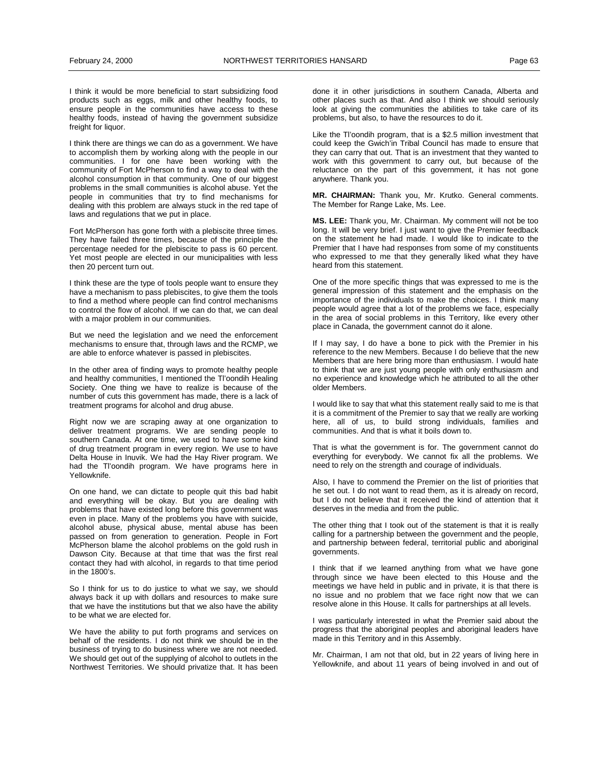I think it would be more beneficial to start subsidizing food products such as eggs, milk and other healthy foods, to ensure people in the communities have access to these healthy foods, instead of having the government subsidize freight for liquor.

I think there are things we can do as a government. We have to accomplish them by working along with the people in our communities. I for one have been working with the community of Fort McPherson to find a way to deal with the alcohol consumption in that community. One of our biggest problems in the small communities is alcohol abuse. Yet the people in communities that try to find mechanisms for dealing with this problem are always stuck in the red tape of laws and regulations that we put in place.

Fort McPherson has gone forth with a plebiscite three times. They have failed three times, because of the principle the percentage needed for the plebiscite to pass is 60 percent. Yet most people are elected in our municipalities with less then 20 percent turn out.

I think these are the type of tools people want to ensure they have a mechanism to pass plebiscites, to give them the tools to find a method where people can find control mechanisms to control the flow of alcohol. If we can do that, we can deal with a major problem in our communities.

But we need the legislation and we need the enforcement mechanisms to ensure that, through laws and the RCMP, we are able to enforce whatever is passed in plebiscites.

In the other area of finding ways to promote healthy people and healthy communities, I mentioned the Tl'oondih Healing Society. One thing we have to realize is because of the number of cuts this government has made, there is a lack of treatment programs for alcohol and drug abuse.

Right now we are scraping away at one organization to deliver treatment programs. We are sending people to southern Canada. At one time, we used to have some kind of drug treatment program in every region. We use to have Delta House in Inuvik. We had the Hay River program. We had the Tl'oondih program. We have programs here in Yellowknife.

On one hand, we can dictate to people quit this bad habit and everything will be okay. But you are dealing with problems that have existed long before this government was even in place. Many of the problems you have with suicide, alcohol abuse, physical abuse, mental abuse has been passed on from generation to generation. People in Fort McPherson blame the alcohol problems on the gold rush in Dawson City. Because at that time that was the first real contact they had with alcohol, in regards to that time period in the 1800's.

So I think for us to do justice to what we say, we should always back it up with dollars and resources to make sure that we have the institutions but that we also have the ability to be what we are elected for.

We have the ability to put forth programs and services on behalf of the residents. I do not think we should be in the business of trying to do business where we are not needed. We should get out of the supplying of alcohol to outlets in the Northwest Territories. We should privatize that. It has been done it in other jurisdictions in southern Canada, Alberta and other places such as that. And also I think we should seriously look at giving the communities the abilities to take care of its problems, but also, to have the resources to do it.

Like the Tl'oondih program, that is a $2.5 million investment that could keep the Gwich'in Tribal Council has made to ensure that they can carry that out. That is an investment that they wanted to work with this government to carry out, but because of the reluctance on the part of this government, it has not gone anywhere. Thank you.

**MR. CHAIRMAN:** Thank you, Mr. Krutko. General comments. The Member for Range Lake, Ms. Lee.

**MS. LEE:** Thank you, Mr. Chairman. My comment will not be too long. It will be very brief. I just want to give the Premier feedback on the statement he had made. I would like to indicate to the Premier that I have had responses from some of my constituents who expressed to me that they generally liked what they have heard from this statement.

One of the more specific things that was expressed to me is the general impression of this statement and the emphasis on the importance of the individuals to make the choices. I think many people would agree that a lot of the problems we face, especially in the area of social problems in this Territory, like every other place in Canada, the government cannot do it alone.

If I may say, I do have a bone to pick with the Premier in his reference to the new Members. Because I do believe that the new Members that are here bring more than enthusiasm. I would hate to think that we are just young people with only enthusiasm and no experience and knowledge which he attributed to all the other older Members.

I would like to say that what this statement really said to me is that it is a commitment of the Premier to say that we really are working here, all of us, to build strong individuals, families and communities. And that is what it boils down to.

That is what the government is for. The government cannot do everything for everybody. We cannot fix all the problems. We need to rely on the strength and courage of individuals.

Also, I have to commend the Premier on the list of priorities that he set out. I do not want to read them, as it is already on record, but I do not believe that it received the kind of attention that it deserves in the media and from the public.

The other thing that I took out of the statement is that it is really calling for a partnership between the government and the people, and partnership between federal, territorial public and aboriginal governments.

I think that if we learned anything from what we have gone through since we have been elected to this House and the meetings we have held in public and in private, it is that there is no issue and no problem that we face right now that we can resolve alone in this House. It calls for partnerships at all levels.

I was particularly interested in what the Premier said about the progress that the aboriginal peoples and aboriginal leaders have made in this Territory and in this Assembly.

Mr. Chairman, I am not that old, but in 22 years of living here in Yellowknife, and about 11 years of being involved in and out of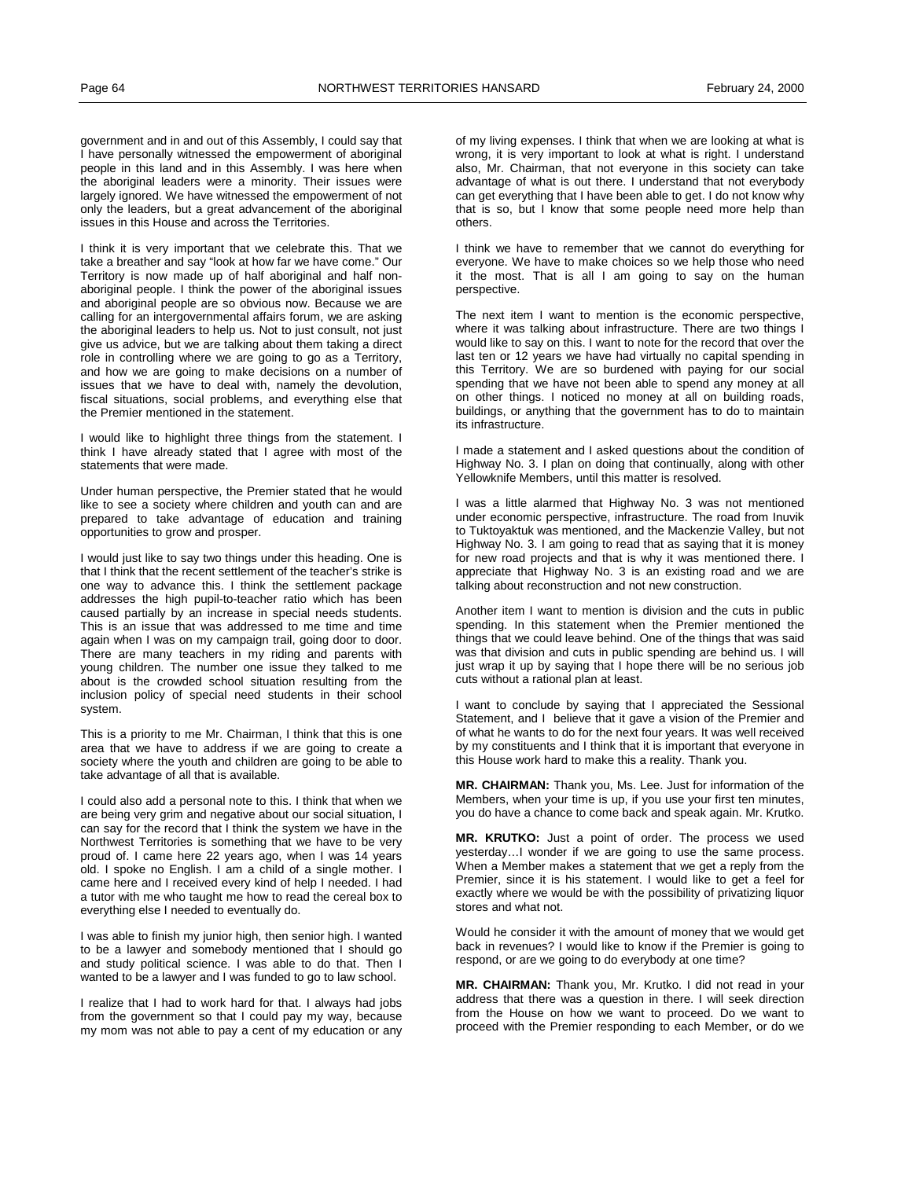government and in and out of this Assembly, I could say that I have personally witnessed the empowerment of aboriginal people in this land and in this Assembly. I was here when the aboriginal leaders were a minority. Their issues were largely ignored. We have witnessed the empowerment of not only the leaders, but a great advancement of the aboriginal issues in this House and across the Territories.

I think it is very important that we celebrate this. That we take a breather and say "look at how far we have come." Our Territory is now made up of half aboriginal and half non-aboriginal people. I think the power of the aboriginal issues and aboriginal people are so obvious now. Because we are calling for an intergovernmental affairs forum, we are asking the aboriginal leaders to help us. Not to just consult, not just give us advice, but we are talking about them taking a direct role in controlling where we are going to go as a Territory, and how we are going to make decisions on a number of issues that we have to deal with, namely the devolution, fiscal situations, social problems, and everything else that the Premier mentioned in the statement.

I would like to highlight three things from the statement. I think I have already stated that I agree with most of the statements that were made.

Under human perspective, the Premier stated that he would like to see a society where children and youth can and are prepared to take advantage of education and training opportunities to grow and prosper.

I would just like to say two things under this heading. One is that I think that the recent settlement of the teacher's strike is one way to advance this. I think the settlement package addresses the high pupil-to-teacher ratio which has been caused partially by an increase in special needs students. This is an issue that was addressed to me time and time again when I was on my campaign trail, going door to door. There are many teachers in my riding and parents with young children. The number one issue they talked to me about is the crowded school situation resulting from the inclusion policy of special need students in their school system.

This is a priority to me Mr. Chairman, I think that this is one area that we have to address if we are going to create a society where the youth and children are going to be able to take advantage of all that is available.

I could also add a personal note to this. I think that when we are being very grim and negative about our social situation, I can say for the record that I think the system we have in the Northwest Territories is something that we have to be very proud of. I came here 22 years ago, when I was 14 years old. I spoke no English. I am a child of a single mother. I came here and I received every kind of help I needed. I had a tutor with me who taught me how to read the cereal box to everything else I needed to eventually do.

I was able to finish my junior high, then senior high. I wanted to be a lawyer and somebody mentioned that I should go and study political science. I was able to do that. Then I wanted to be a lawyer and I was funded to go to law school.

I realize that I had to work hard for that. I always had jobs from the government so that I could pay my way, because my mom was not able to pay a cent of my education or any of my living expenses. I think that when we are looking at what is wrong, it is very important to look at what is right. I understand also, Mr. Chairman, that not everyone in this society can take advantage of what is out there. I understand that not everybody can get everything that I have been able to get. I do not know why that is so, but I know that some people need more help than others.

I think we have to remember that we cannot do everything for everyone. We have to make choices so we help those who need it the most. That is all I am going to say on the human perspective.

The next item I want to mention is the economic perspective, where it was talking about infrastructure. There are two things I would like to say on this. I want to note for the record that over the last ten or 12 years we have had virtually no capital spending in this Territory. We are so burdened with paying for our social spending that we have not been able to spend any money at all on other things. I noticed no money at all on building roads, buildings, or anything that the government has to do to maintain its infrastructure.

I made a statement and I asked questions about the condition of Highway No. 3. I plan on doing that continually, along with other Yellowknife Members, until this matter is resolved.

I was a little alarmed that Highway No. 3 was not mentioned under economic perspective, infrastructure. The road from Inuvik to Tuktoyaktuk was mentioned, and the Mackenzie Valley, but not Highway No. 3. I am going to read that as saying that it is money for new road projects and that is why it was mentioned there. I appreciate that Highway No. 3 is an existing road and we are talking about reconstruction and not new construction.

Another item I want to mention is division and the cuts in public spending. In this statement when the Premier mentioned the things that we could leave behind. One of the things that was said was that division and cuts in public spending are behind us. I will just wrap it up by saying that I hope there will be no serious job cuts without a rational plan at least.

I want to conclude by saying that I appreciated the Sessional Statement, and I believe that it gave a vision of the Premier and of what he wants to do for the next four years. It was well received by my constituents and I think that it is important that everyone in this House work hard to make this a reality. Thank you.

**MR. CHAIRMAN:** Thank you, Ms. Lee. Just for information of the Members, when your time is up, if you use your first ten minutes, you do have a chance to come back and speak again. Mr. Krutko.

**MR. KRUTKO:** Just a point of order. The process we used yesterday…I wonder if we are going to use the same process. When a Member makes a statement that we get a reply from the Premier, since it is his statement. I would like to get a feel for exactly where we would be with the possibility of privatizing liquor stores and what not.

Would he consider it with the amount of money that we would get back in revenues? I would like to know if the Premier is going to respond, or are we going to do everybody at one time?

**MR. CHAIRMAN:** Thank you, Mr. Krutko. I did not read in your address that there was a question in there. I will seek direction from the House on how we want to proceed. Do we want to proceed with the Premier responding to each Member, or do we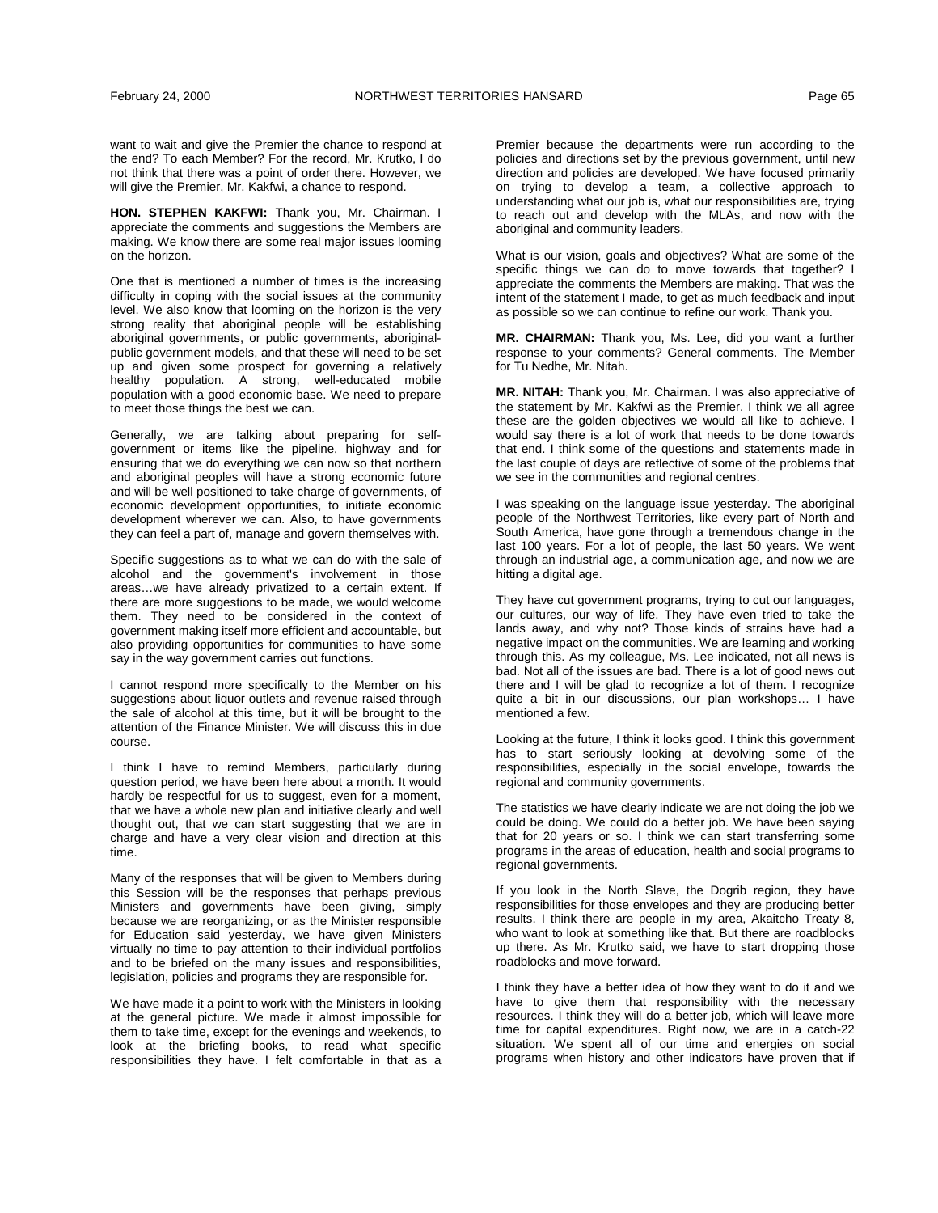want to wait and give the Premier the chance to respond at the end? To each Member? For the record, Mr. Krutko, I do not think that there was a point of order there. However, we will give the Premier, Mr. Kakfwi, a chance to respond.

**HON. STEPHEN KAKFWI:** Thank you, Mr. Chairman. I appreciate the comments and suggestions the Members are making. We know there are some real major issues looming on the horizon.

One that is mentioned a number of times is the increasing difficulty in coping with the social issues at the community level. We also know that looming on the horizon is the very strong reality that aboriginal people will be establishing aboriginal governments, or public governments, aboriginal-public government models, and that these will need to be set up and given some prospect for governing a relatively healthy population. A strong, well-educated mobile population with a good economic base. We need to prepare to meet those things the best we can.

Generally, we are talking about preparing for self-government or items like the pipeline, highway and for ensuring that we do everything we can now so that northern and aboriginal peoples will have a strong economic future and will be well positioned to take charge of governments, of economic development opportunities, to initiate economic development wherever we can. Also, to have governments they can feel a part of, manage and govern themselves with.

Specific suggestions as to what we can do with the sale of alcohol and the government's involvement in those areas…we have already privatized to a certain extent. If there are more suggestions to be made, we would welcome them. They need to be considered in the context of government making itself more efficient and accountable, but also providing opportunities for communities to have some say in the way government carries out functions.

I cannot respond more specifically to the Member on his suggestions about liquor outlets and revenue raised through the sale of alcohol at this time, but it will be brought to the attention of the Finance Minister. We will discuss this in due course.

I think I have to remind Members, particularly during question period, we have been here about a month. It would hardly be respectful for us to suggest, even for a moment, that we have a whole new plan and initiative clearly and well thought out, that we can start suggesting that we are in charge and have a very clear vision and direction at this time.

Many of the responses that will be given to Members during this Session will be the responses that perhaps previous Ministers and governments have been giving, simply because we are reorganizing, or as the Minister responsible for Education said yesterday, we have given Ministers virtually no time to pay attention to their individual portfolios and to be briefed on the many issues and responsibilities, legislation, policies and programs they are responsible for.

We have made it a point to work with the Ministers in looking at the general picture. We made it almost impossible for them to take time, except for the evenings and weekends, to look at the briefing books, to read what specific responsibilities they have. I felt comfortable in that as a Premier because the departments were run according to the policies and directions set by the previous government, until new direction and policies are developed. We have focused primarily on trying to develop a team, a collective approach to understanding what our job is, what our responsibilities are, trying to reach out and develop with the MLAs, and now with the aboriginal and community leaders.

What is our vision, goals and objectives? What are some of the specific things we can do to move towards that together? I appreciate the comments the Members are making. That was the intent of the statement I made, to get as much feedback and input as possible so we can continue to refine our work. Thank you.

**MR. CHAIRMAN:** Thank you, Ms. Lee, did you want a further response to your comments? General comments. The Member for Tu Nedhe, Mr. Nitah.

**MR. NITAH:** Thank you, Mr. Chairman. I was also appreciative of the statement by Mr. Kakfwi as the Premier. I think we all agree these are the golden objectives we would all like to achieve. I would say there is a lot of work that needs to be done towards that end. I think some of the questions and statements made in the last couple of days are reflective of some of the problems that we see in the communities and regional centres.

I was speaking on the language issue yesterday. The aboriginal people of the Northwest Territories, like every part of North and South America, have gone through a tremendous change in the last 100 years. For a lot of people, the last 50 years. We went through an industrial age, a communication age, and now we are hitting a digital age.

They have cut government programs, trying to cut our languages, our cultures, our way of life. They have even tried to take the lands away, and why not? Those kinds of strains have had a negative impact on the communities. We are learning and working through this. As my colleague, Ms. Lee indicated, not all news is bad. Not all of the issues are bad. There is a lot of good news out there and I will be glad to recognize a lot of them. I recognize quite a bit in our discussions, our plan workshops… I have mentioned a few.

Looking at the future, I think it looks good. I think this government has to start seriously looking at devolving some of the responsibilities, especially in the social envelope, towards the regional and community governments.

The statistics we have clearly indicate we are not doing the job we could be doing. We could do a better job. We have been saying that for 20 years or so. I think we can start transferring some programs in the areas of education, health and social programs to regional governments.

If you look in the North Slave, the Dogrib region, they have responsibilities for those envelopes and they are producing better results. I think there are people in my area, Akaitcho Treaty 8, who want to look at something like that. But there are roadblocks up there. As Mr. Krutko said, we have to start dropping those roadblocks and move forward.

I think they have a better idea of how they want to do it and we have to give them that responsibility with the necessary resources. I think they will do a better job, which will leave more time for capital expenditures. Right now, we are in a catch-22 situation. We spent all of our time and energies on social programs when history and other indicators have proven that if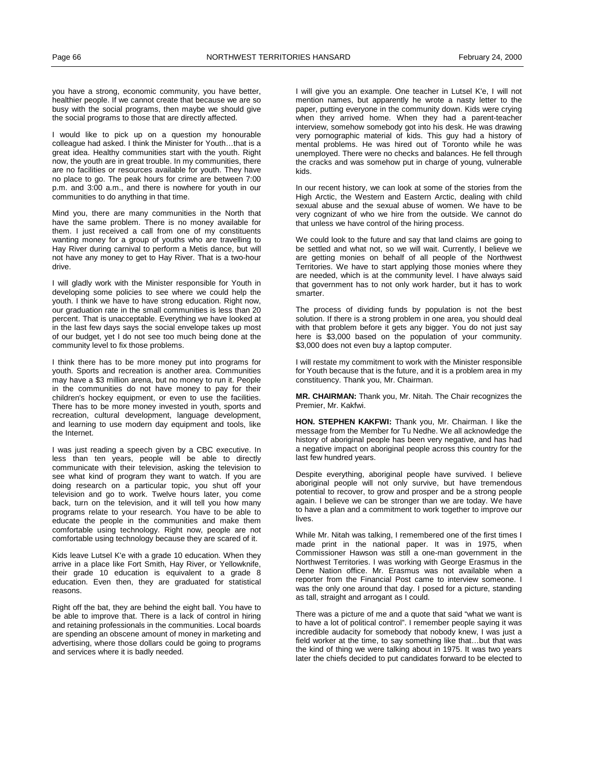you have a strong, economic community, you have better, healthier people. If we cannot create that because we are so busy with the social programs, then maybe we should give the social programs to those that are directly affected.

I would like to pick up on a question my honourable colleague had asked. I think the Minister for Youth…that is a great idea. Healthy communities start with the youth. Right now, the youth are in great trouble. In my communities, there are no facilities or resources available for youth. They have no place to go. The peak hours for crime are between 7:00 p.m. and 3:00 a.m., and there is nowhere for youth in our communities to do anything in that time.

Mind you, there are many communities in the North that have the same problem. There is no money available for them. I just received a call from one of my constituents wanting money for a group of youths who are travelling to Hay River during carnival to perform a Metis dance, but will not have any money to get to Hay River. That is a two-hour drive.

I will gladly work with the Minister responsible for Youth in developing some policies to see where we could help the youth. I think we have to have strong education. Right now, our graduation rate in the small communities is less than 20 percent. That is unacceptable. Everything we have looked at in the last few days says the social envelope takes up most of our budget, yet I do not see too much being done at the community level to fix those problems.

I think there has to be more money put into programs for youth. Sports and recreation is another area. Communities may have a $3 million arena, but no money to run it. People in the communities do not have money to pay for their children's hockey equipment, or even to use the facilities. There has to be more money invested in youth, sports and recreation, cultural development, language development, and learning to use modern day equipment and tools, like the Internet.

I was just reading a speech given by a CBC executive. In less than ten years, people will be able to directly communicate with their television, asking the television to see what kind of program they want to watch. If you are doing research on a particular topic, you shut off your television and go to work. Twelve hours later, you come back, turn on the television, and it will tell you how many programs relate to your research. You have to be able to educate the people in the communities and make them comfortable using technology. Right now, people are not comfortable using technology because they are scared of it.

Kids leave Lutsel K'e with a grade 10 education. When they arrive in a place like Fort Smith, Hay River, or Yellowknife, their grade 10 education is equivalent to a grade 8 education. Even then, they are graduated for statistical reasons.

Right off the bat, they are behind the eight ball. You have to be able to improve that. There is a lack of control in hiring and retaining professionals in the communities. Local boards are spending an obscene amount of money in marketing and advertising, where those dollars could be going to programs and services where it is badly needed.

I will give you an example. One teacher in Lutsel K'e, I will not mention names, but apparently he wrote a nasty letter to the paper, putting everyone in the community down. Kids were crying when they arrived home. When they had a parent-teacher interview, somehow somebody got into his desk. He was drawing very pornographic material of kids. This guy had a history of mental problems. He was hired out of Toronto while he was unemployed. There were no checks and balances. He fell through the cracks and was somehow put in charge of young, vulnerable kids.

In our recent history, we can look at some of the stories from the High Arctic, the Western and Eastern Arctic, dealing with child sexual abuse and the sexual abuse of women. We have to be very cognizant of who we hire from the outside. We cannot do that unless we have control of the hiring process.

We could look to the future and say that land claims are going to be settled and what not, so we will wait. Currently, I believe we are getting monies on behalf of all people of the Northwest Territories. We have to start applying those monies where they are needed, which is at the community level. I have always said that government has to not only work harder, but it has to work smarter.

The process of dividing funds by population is not the best solution. If there is a strong problem in one area, you should deal with that problem before it gets any bigger. You do not just say here is $3,000 based on the population of your community. $3,000 does not even buy a laptop computer.

I will restate my commitment to work with the Minister responsible for Youth because that is the future, and it is a problem area in my constituency. Thank you, Mr. Chairman.

**MR. CHAIRMAN:** Thank you, Mr. Nitah. The Chair recognizes the Premier, Mr. Kakfwi.

**HON. STEPHEN KAKFWI:** Thank you, Mr. Chairman. I like the message from the Member for Tu Nedhe. We all acknowledge the history of aboriginal people has been very negative, and has had a negative impact on aboriginal people across this country for the last few hundred years.

Despite everything, aboriginal people have survived. I believe aboriginal people will not only survive, but have tremendous potential to recover, to grow and prosper and be a strong people again. I believe we can be stronger than we are today. We have to have a plan and a commitment to work together to improve our lives.

While Mr. Nitah was talking, I remembered one of the first times I made print in the national paper. It was in 1975, when Commissioner Hawson was still a one-man government in the Northwest Territories. I was working with George Erasmus in the Dene Nation office. Mr. Erasmus was not available when a reporter from the Financial Post came to interview someone. I was the only one around that day. I posed for a picture, standing as tall, straight and arrogant as I could.

There was a picture of me and a quote that said "what we want is to have a lot of political control". I remember people saying it was incredible audacity for somebody that nobody knew, I was just a field worker at the time, to say something like that…but that was the kind of thing we were talking about in 1975. It was two years later the chiefs decided to put candidates forward to be elected to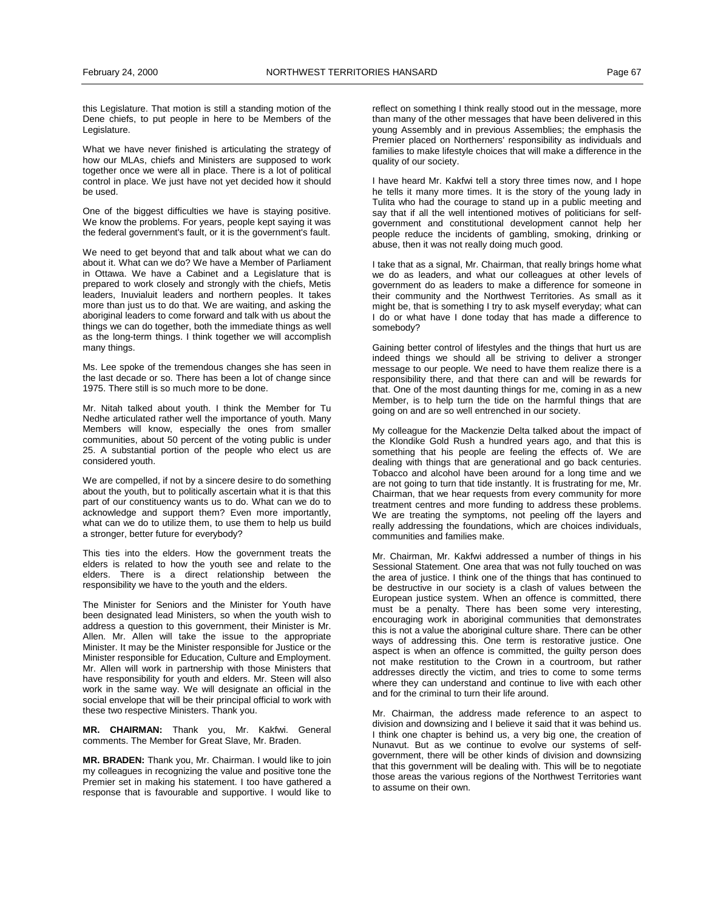this Legislature. That motion is still a standing motion of the Dene chiefs, to put people in here to be Members of the Legislature.

What we have never finished is articulating the strategy of how our MLAs, chiefs and Ministers are supposed to work together once we were all in place. There is a lot of political control in place. We just have not yet decided how it should be used.

One of the biggest difficulties we have is staying positive. We know the problems. For years, people kept saying it was the federal government's fault, or it is the government's fault.

We need to get beyond that and talk about what we can do about it. What can we do? We have a Member of Parliament in Ottawa. We have a Cabinet and a Legislature that is prepared to work closely and strongly with the chiefs, Metis leaders, Inuvialuit leaders and northern peoples. It takes more than just us to do that. We are waiting, and asking the aboriginal leaders to come forward and talk with us about the things we can do together, both the immediate things as well as the long-term things. I think together we will accomplish many things.

Ms. Lee spoke of the tremendous changes she has seen in the last decade or so. There has been a lot of change since 1975. There still is so much more to be done.

Mr. Nitah talked about youth. I think the Member for Tu Nedhe articulated rather well the importance of youth. Many Members will know, especially the ones from smaller communities, about 50 percent of the voting public is under 25. A substantial portion of the people who elect us are considered youth.

We are compelled, if not by a sincere desire to do something about the youth, but to politically ascertain what it is that this part of our constituency wants us to do. What can we do to acknowledge and support them? Even more importantly, what can we do to utilize them, to use them to help us build a stronger, better future for everybody?

This ties into the elders. How the government treats the elders is related to how the youth see and relate to the elders. There is a direct relationship between the responsibility we have to the youth and the elders.

The Minister for Seniors and the Minister for Youth have been designated lead Ministers, so when the youth wish to address a question to this government, their Minister is Mr. Allen. Mr. Allen will take the issue to the appropriate Minister. It may be the Minister responsible for Justice or the Minister responsible for Education, Culture and Employment. Mr. Allen will work in partnership with those Ministers that have responsibility for youth and elders. Mr. Steen will also work in the same way. We will designate an official in the social envelope that will be the principal official to work with these two respective Ministers. Thank you.

**MR. CHAIRMAN:** Thank you, Mr. Kakfwi. General comments. The Member for Great Slave, Mr. Braden.

**MR. BRADEN:** Thank you, Mr. Chairman. I would like to join my colleagues in recognizing the value and positive tone the Premier set in making his statement. I too have gathered a response that is favourable and supportive. I would like to reflect on something I think really stood out in the message, more than many of the other messages that have been delivered in this young Assembly and in previous Assemblies; the emphasis the Premier placed on Northerners' responsibility as individuals and families to make lifestyle choices that will make a difference in the quality of our society.

I have heard Mr. Kakfwi tell a story three times now, and I hope he tells it many more times. It is the story of the young lady in Tulita who had the courage to stand up in a public meeting and say that if all the well intentioned motives of politicians for self-government and constitutional development cannot help her people reduce the incidents of gambling, smoking, drinking or abuse, then it was not really doing much good.

I take that as a signal, Mr. Chairman, that really brings home what we do as leaders, and what our colleagues at other levels of government do as leaders to make a difference for someone in their community and the Northwest Territories. As small as it might be, that is something I try to ask myself everyday; what can I do or what have I done today that has made a difference to somebody?

Gaining better control of lifestyles and the things that hurt us are indeed things we should all be striving to deliver a stronger message to our people. We need to have them realize there is a responsibility there, and that there can and will be rewards for that. One of the most daunting things for me, coming in as a new Member, is to help turn the tide on the harmful things that are going on and are so well entrenched in our society.

My colleague for the Mackenzie Delta talked about the impact of the Klondike Gold Rush a hundred years ago, and that this is something that his people are feeling the effects of. We are dealing with things that are generational and go back centuries. Tobacco and alcohol have been around for a long time and we are not going to turn that tide instantly. It is frustrating for me, Mr. Chairman, that we hear requests from every community for more treatment centres and more funding to address these problems. We are treating the symptoms, not peeling off the layers and really addressing the foundations, which are choices individuals, communities and families make.

Mr. Chairman, Mr. Kakfwi addressed a number of things in his Sessional Statement. One area that was not fully touched on was the area of justice. I think one of the things that has continued to be destructive in our society is a clash of values between the European justice system. When an offence is committed, there must be a penalty. There has been some very interesting, encouraging work in aboriginal communities that demonstrates this is not a value the aboriginal culture share. There can be other ways of addressing this. One term is restorative justice. One aspect is when an offence is committed, the guilty person does not make restitution to the Crown in a courtroom, but rather addresses directly the victim, and tries to come to some terms where they can understand and continue to live with each other and for the criminal to turn their life around.

Mr. Chairman, the address made reference to an aspect to division and downsizing and I believe it said that it was behind us. I think one chapter is behind us, a very big one, the creation of Nunavut. But as we continue to evolve our systems of self-government, there will be other kinds of division and downsizing that this government will be dealing with. This will be to negotiate those areas the various regions of the Northwest Territories want to assume on their own.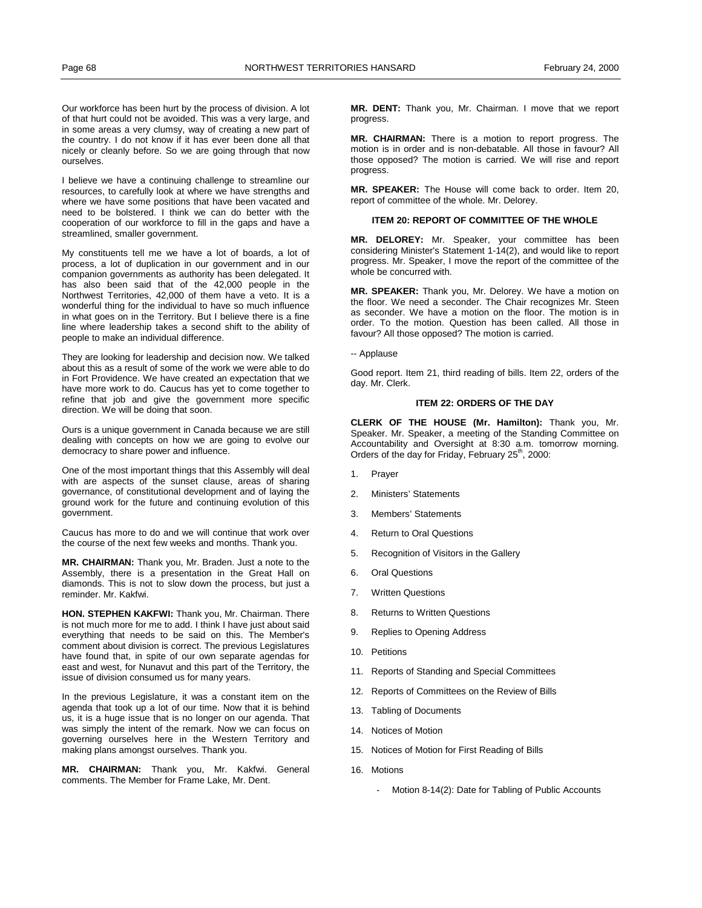Our workforce has been hurt by the process of division. A lot of that hurt could not be avoided. This was a very large, and in some areas a very clumsy, way of creating a new part of the country. I do not know if it has ever been done all that nicely or cleanly before. So we are going through that now ourselves.

I believe we have a continuing challenge to streamline our resources, to carefully look at where we have strengths and where we have some positions that have been vacated and need to be bolstered. I think we can do better with the cooperation of our workforce to fill in the gaps and have a streamlined, smaller government.

My constituents tell me we have a lot of boards, a lot of process, a lot of duplication in our government and in our companion governments as authority has been delegated. It has also been said that of the 42,000 people in the Northwest Territories, 42,000 of them have a veto. It is a wonderful thing for the individual to have so much influence in what goes on in the Territory. But I believe there is a fine line where leadership takes a second shift to the ability of people to make an individual difference.

They are looking for leadership and decision now. We talked about this as a result of some of the work we were able to do in Fort Providence. We have created an expectation that we have more work to do. Caucus has yet to come together to refine that job and give the government more specific direction. We will be doing that soon.

Ours is a unique government in Canada because we are still dealing with concepts on how we are going to evolve our democracy to share power and influence.

One of the most important things that this Assembly will deal with are aspects of the sunset clause, areas of sharing governance, of constitutional development and of laying the ground work for the future and continuing evolution of this government.

Caucus has more to do and we will continue that work over the course of the next few weeks and months. Thank you.

**MR. CHAIRMAN:** Thank you, Mr. Braden. Just a note to the Assembly, there is a presentation in the Great Hall on diamonds. This is not to slow down the process, but just a reminder. Mr. Kakfwi.

**HON. STEPHEN KAKFWI:** Thank you, Mr. Chairman. There is not much more for me to add. I think I have just about said everything that needs to be said on this. The Member's comment about division is correct. The previous Legislatures have found that, in spite of our own separate agendas for east and west, for Nunavut and this part of the Territory, the issue of division consumed us for many years.

In the previous Legislature, it was a constant item on the agenda that took up a lot of our time. Now that it is behind us, it is a huge issue that is no longer on our agenda. That was simply the intent of the remark. Now we can focus on governing ourselves here in the Western Territory and making plans amongst ourselves. Thank you.

**MR. CHAIRMAN:** Thank you, Mr. Kakfwi. General comments. The Member for Frame Lake, Mr. Dent.

**MR. DENT:** Thank you, Mr. Chairman. I move that we report progress.

**MR. CHAIRMAN:** There is a motion to report progress. The motion is in order and is non-debatable. All those in favour? All those opposed? The motion is carried. We will rise and report progress.

**MR. SPEAKER:** The House will come back to order. Item 20, report of committee of the whole. Mr. Delorey.

#### ITEM 20: REPORT OF COMMITTEE OF THE WHOLE

**MR. DELOREY:** Mr. Speaker, your committee has been considering Minister's Statement 1-14(2), and would like to report progress. Mr. Speaker, I move the report of the committee of the whole be concurred with.

**MR. SPEAKER:** Thank you, Mr. Delorey. We have a motion on the floor. We need a seconder. The Chair recognizes Mr. Steen as seconder. We have a motion on the floor. The motion is in order. To the motion. Question has been called. All those in favour? All those opposed? The motion is carried.

-- Applause

Good report. Item 21, third reading of bills. Item 22, orders of the day. Mr. Clerk.

#### ITEM 22: ORDERS OF THE DAY

**CLERK OF THE HOUSE (Mr. Hamilton):** Thank you, Mr. Speaker. Mr. Speaker, a meeting of the Standing Committee on Accountability and Oversight at 8:30 a.m. tomorrow morning. Orders of the day for Friday, February 25th, 2000:

1. Prayer
2. Ministers' Statements
3. Members' Statements
4. Return to Oral Questions
5. Recognition of Visitors in the Gallery
6. Oral Questions
7. Written Questions
8. Returns to Written Questions
9. Replies to Opening Address
10. Petitions
11. Reports of Standing and Special Committees
12. Reports of Committees on the Review of Bills
13. Tabling of Documents
14. Notices of Motion
15. Notices of Motion for First Reading of Bills
16. Motions
    - Motion 8-14(2): Date for Tabling of Public Accounts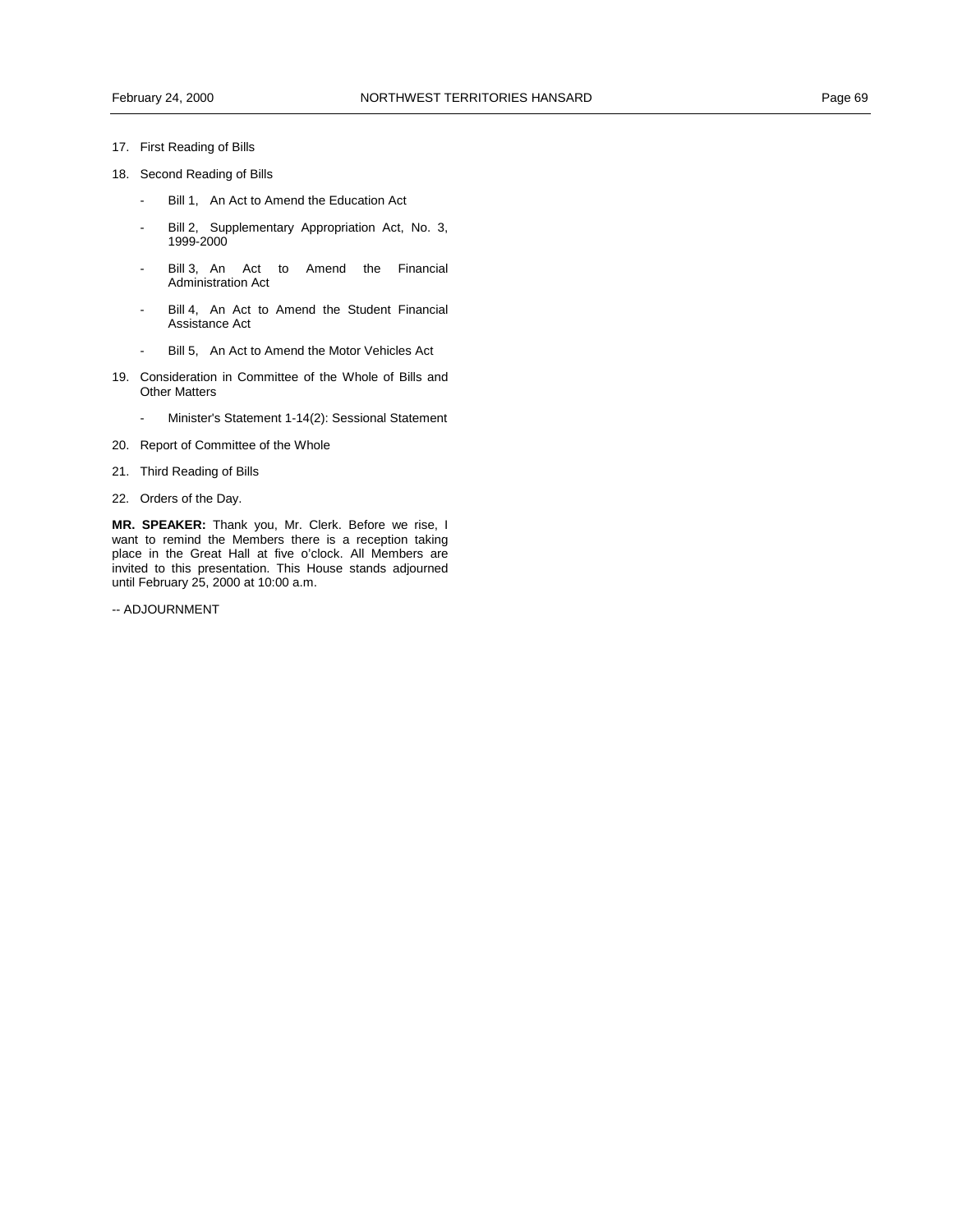17. First Reading of Bills
18. Second Reading of Bills
    - Bill 1, An Act to Amend the Education Act
    - Bill 2, Supplementary Appropriation Act, No. 3, 1999-2000
    - Bill 3, An Act to Amend the Financial Administration Act
    - Bill 4, An Act to Amend the Student Financial Assistance Act
    - Bill 5, An Act to Amend the Motor Vehicles Act
19. Consideration in Committee of the Whole of Bills and Other Matters
    - Minister's Statement 1-14(2): Sessional Statement
20. Report of Committee of the Whole
21. Third Reading of Bills
22. Orders of the Day.

**MR. SPEAKER:** Thank you, Mr. Clerk. Before we rise, I want to remind the Members there is a reception taking place in the Great Hall at five o'clock. All Members are invited to this presentation. This House stands adjourned until February 25, 2000 at 10:00 a.m.

-- ADJOURNMENT